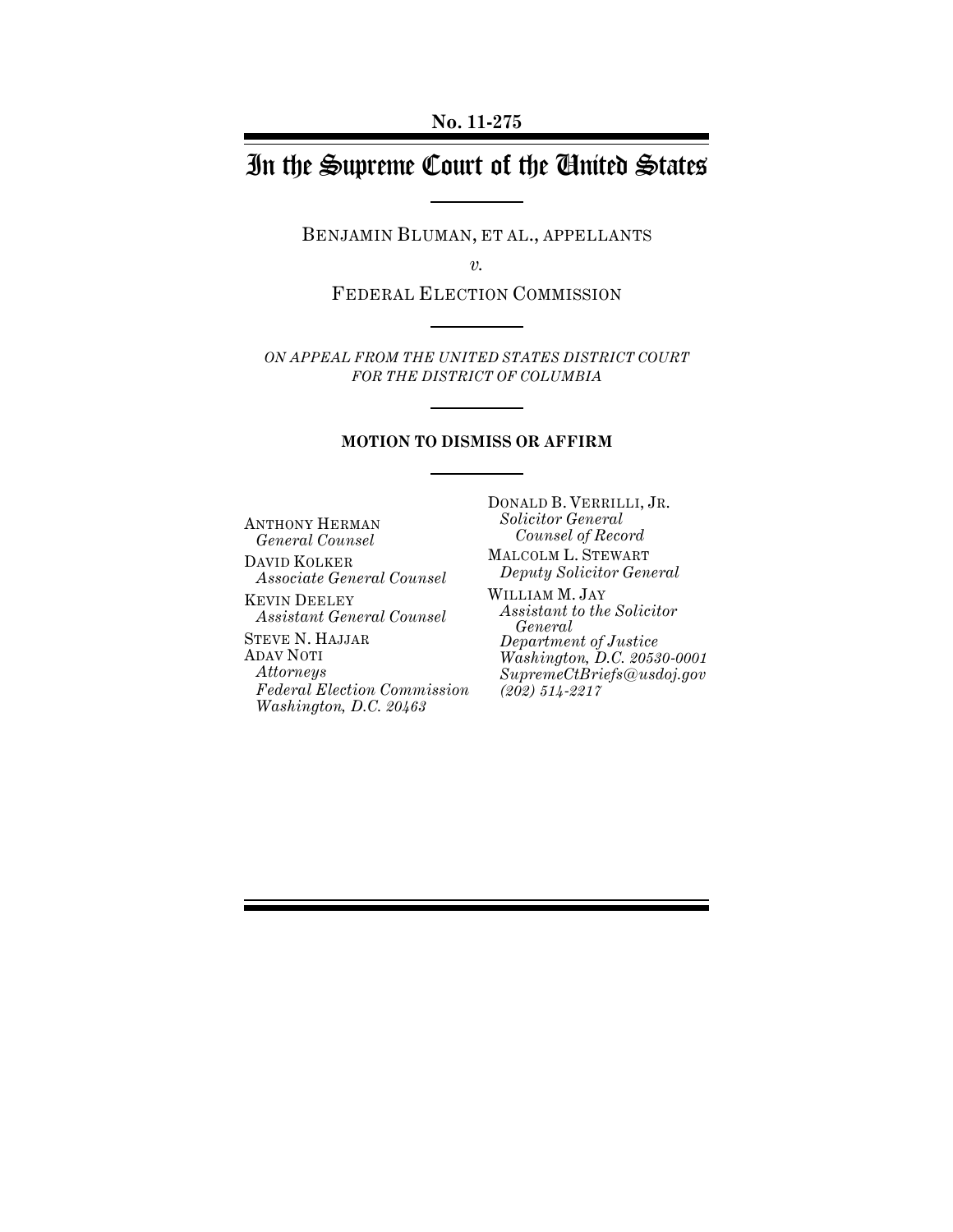**No. 11-275**

# In the Supreme Court of the United States

BENJAMIN BLUMAN, ET AL., APPELLANTS

*v.*

FEDERAL ELECTION COMMISSION

*ON APPEAL FROM THE UNITED STATES DISTRICT COURT FOR THE DISTRICT OF COLUMBIA*

**MOTION TO DISMISS OR AFFIRM**

ANTHONY HERMAN
*General Counsel*

DAVID KOLKER
*Associate General Counsel*

KEVIN DEELEY
*Assistant General Counsel*

STEVE N. HAJJAR
ADAV NOTI
*Attorneys*
*Federal Election Commission*
*Washington, D.C. 20463*

DONALD B. VERRILLI, JR.
*Solicitor General*
*Counsel of Record*

MALCOLM L. STEWART
*Deputy Solicitor General*

WILLIAM M. JAY
*Assistant to the Solicitor General*
*Department of Justice*
*Washington, D.C. 20530-0001*
*SupremeCtBriefs@usdoj.gov*
*(202) 514-2217*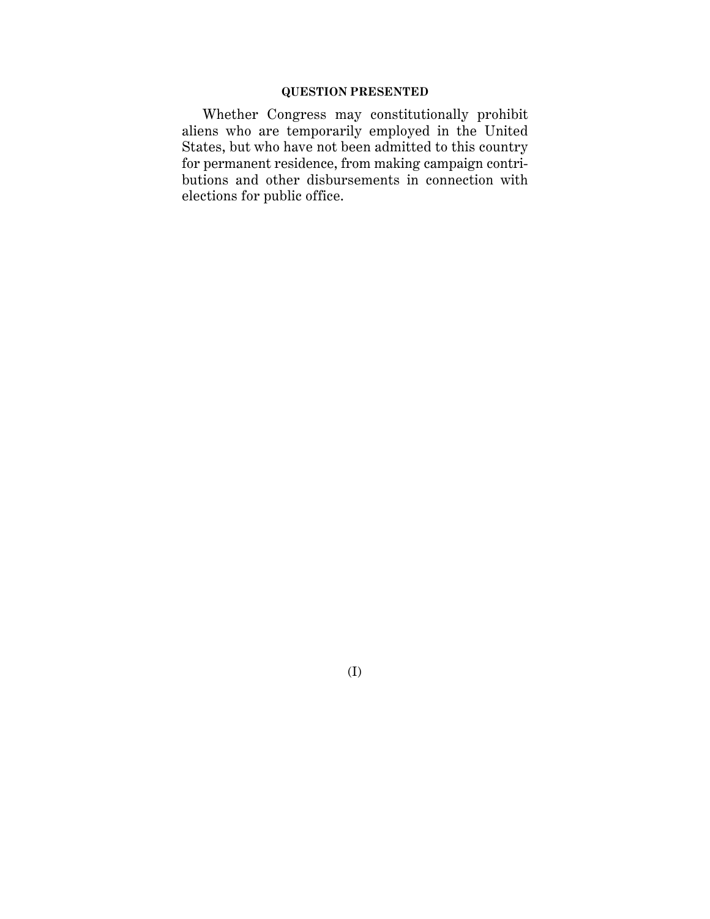## QUESTION PRESENTED

Whether Congress may constitutionally prohibit aliens who are temporarily employed in the United States, but who have not been admitted to this country for permanent residence, from making campaign contributions and other disbursements in connection with elections for public office.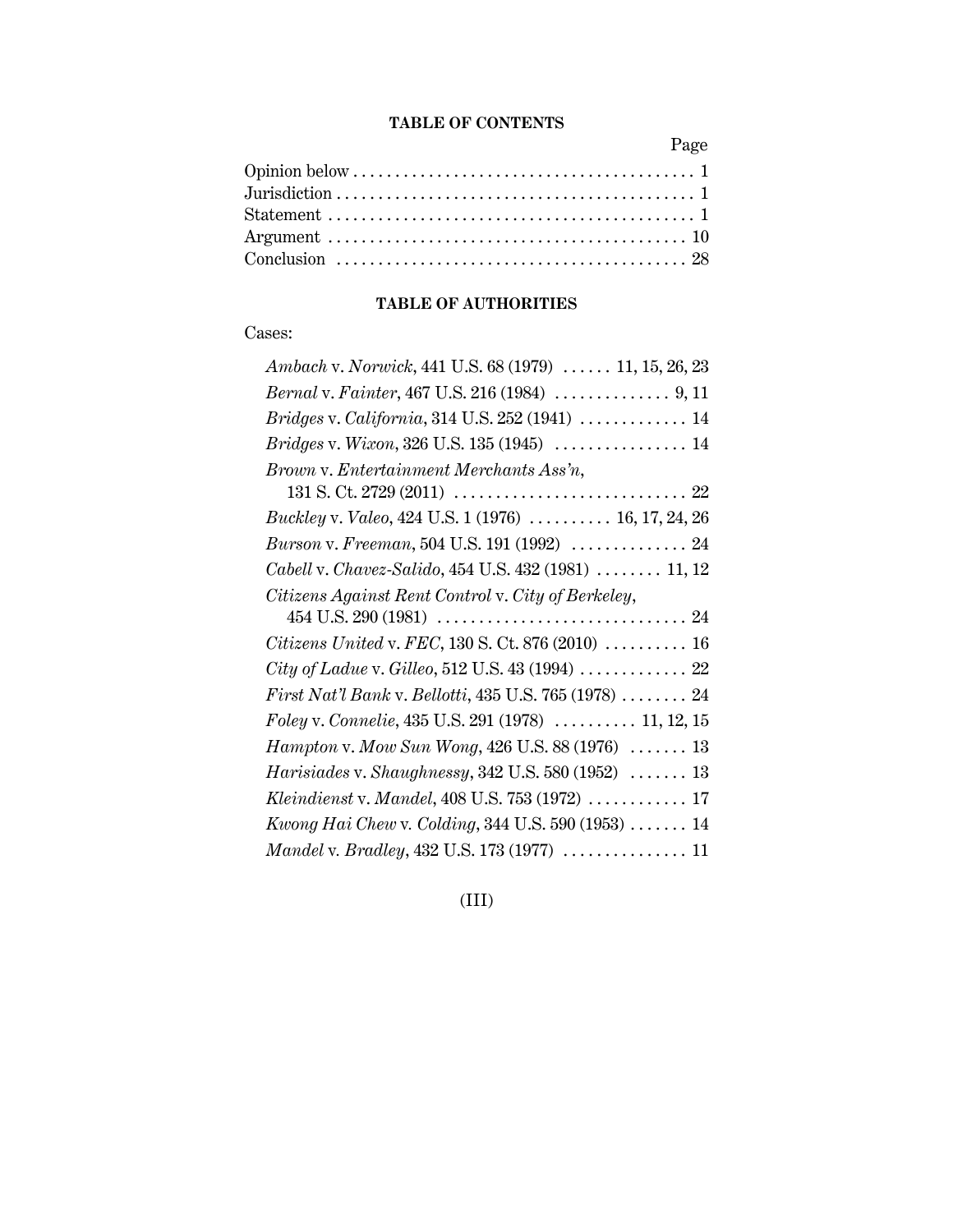## TABLE OF CONTENTS

| | Page |
|---|---|
| Opinion below | 1 |
| Jurisdiction | 1 |
| Statement | 1 |
| Argument | 10 |
| Conclusion | 28 |

## TABLE OF AUTHORITIES

Cases:

*Ambach* v. *Norwick*, 441 U.S. 68 (1979) ...... 11, 15, 26, 23

*Bernal* v. *Fainter*, 467 U.S. 216 (1984) .............. 9, 11

*Bridges* v. *California*, 314 U.S. 252 (1941) ............. 14

*Bridges* v. *Wixon*, 326 U.S. 135 (1945) ................ 14

*Brown* v. *Entertainment Merchants Ass'n*, 131 S. Ct. 2729 (2011) ............................ 22

*Buckley* v. *Valeo*, 424 U.S. 1 (1976) .......... 16, 17, 24, 26

*Burson* v. *Freeman*, 504 U.S. 191 (1992) .............. 24

*Cabell* v. *Chavez-Salido*, 454 U.S. 432 (1981) ........ 11, 12

*Citizens Against Rent Control* v. *City of Berkeley*, 454 U.S. 290 (1981) .............................. 24

*Citizens United* v. *FEC*, 130 S. Ct. 876 (2010) .......... 16

*City of Ladue* v. *Gilleo*, 512 U.S. 43 (1994) ............. 22

*First Nat'l Bank* v. *Bellotti*, 435 U.S. 765 (1978) ........ 24

*Foley* v. *Connelie*, 435 U.S. 291 (1978) .......... 11, 12, 15

*Hampton* v. *Mow Sun Wong*, 426 U.S. 88 (1976) ....... 13

*Harisiades* v. *Shaughnessy*, 342 U.S. 580 (1952) ....... 13

*Kleindienst* v. *Mandel*, 408 U.S. 753 (1972) ............ 17

*Kwong Hai Chew* v. *Colding*, 344 U.S. 590 (1953) ....... 14

*Mandel* v. *Bradley*, 432 U.S. 173 (1977) ............... 11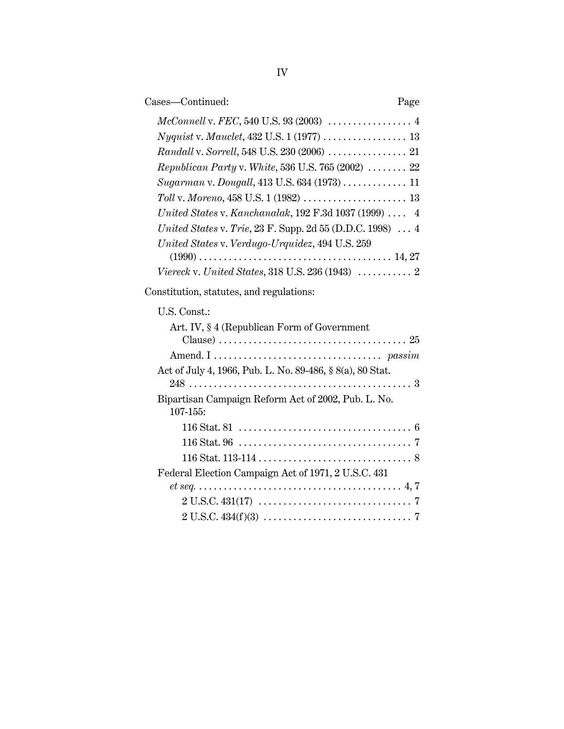Cases—Continued: Page

*McConnell* v. *FEC*, 540 U.S. 93 (2003) . . . . . . . . . . . . . . . . . 4

*Nyquist* v. *Mauclet*, 432 U.S. 1 (1977) . . . . . . . . . . . . . . . . . 13

*Randall* v. *Sorrell*, 548 U.S. 230 (2006) . . . . . . . . . . . . . . . . 21

*Republican Party* v. *White*, 536 U.S. 765 (2002) . . . . . . . . 22

*Sugarman* v. *Dougall*, 413 U.S. 634 (1973) . . . . . . . . . . . . . 11

*Toll* v. *Moreno*, 458 U.S. 1 (1982) . . . . . . . . . . . . . . . . . . . . . 13

*United States* v. *Kanchanalak*, 192 F.3d 1037 (1999) . . . . 4

*United States* v. *Trie*, 23 F. Supp. 2d 55 (D.D.C. 1998) . . . 4

*United States* v. *Verdugo-Urquidez*, 494 U.S. 259 (1990) . . . . . . . . . . . . . . . . . . . . . . . . . . . . . . . . . . . . . . . 14, 27

*Viereck* v. *United States*, 318 U.S. 236 (1943) . . . . . . . . . . . 2

Constitution, statutes, and regulations:

U.S. Const.:

Art. IV, § 4 (Republican Form of Government Clause) . . . . . . . . . . . . . . . . . . . . . . . . . . . . . . . . . . . . . . 25

Amend. I . . . . . . . . . . . . . . . . . . . . . . . . . . . . . . . . . . *passim*

Act of July 4, 1966, Pub. L. No. 89-486, § 8(a), 80 Stat. 248 . . . . . . . . . . . . . . . . . . . . . . . . . . . . . . . . . . . . . . . . . . . . . 3

Bipartisan Campaign Reform Act of 2002, Pub. L. No. 107-155:

116 Stat. 81 . . . . . . . . . . . . . . . . . . . . . . . . . . . . . . . . . . . 6

116 Stat. 96 . . . . . . . . . . . . . . . . . . . . . . . . . . . . . . . . . . . 7

116 Stat. 113-114 . . . . . . . . . . . . . . . . . . . . . . . . . . . . . . . 8

Federal Election Campaign Act of 1971, 2 U.S.C. 431 *et seq.* . . . . . . . . . . . . . . . . . . . . . . . . . . . . . . . . . . . . . . . . . 4, 7

2 U.S.C. 431(17) . . . . . . . . . . . . . . . . . . . . . . . . . . . . . . . 7

2 U.S.C. 434(f)(3) . . . . . . . . . . . . . . . . . . . . . . . . . . . . . . 7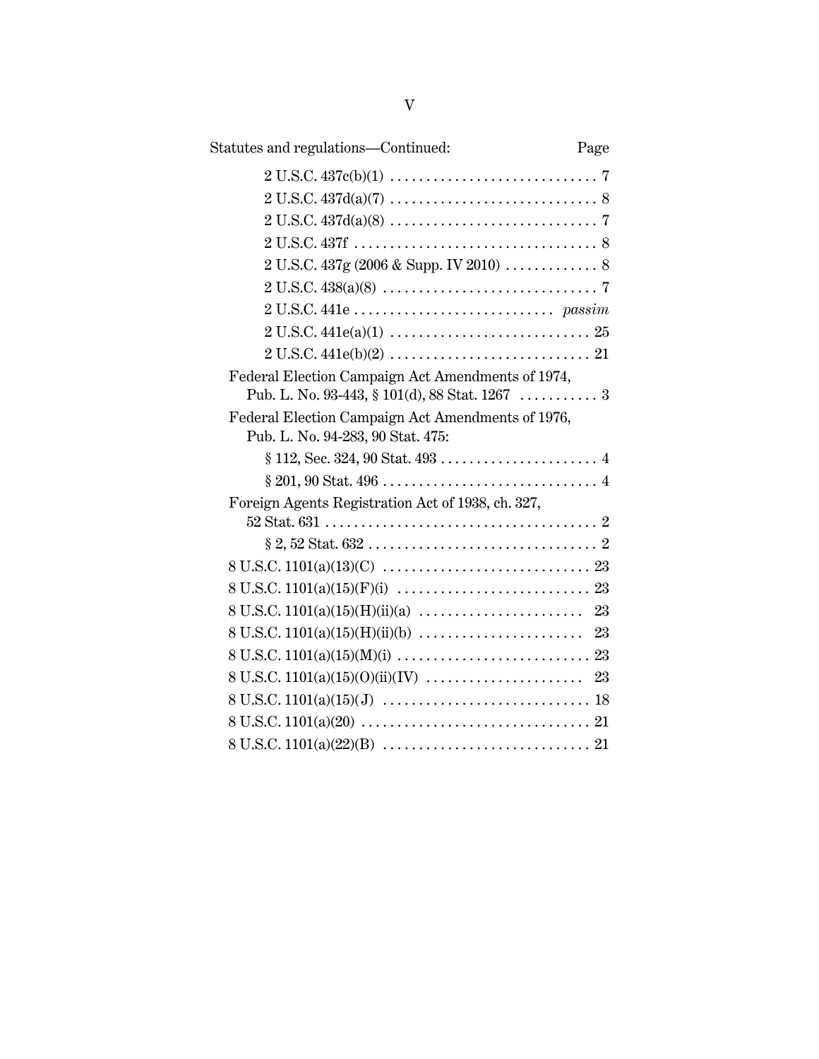Statutes and regulations—Continued: Page

2 U.S.C. 437c(b)(1) . . . . . . . . . . . . . . . . . . . . . . . . . . . . . 7

2 U.S.C. 437d(a)(7) . . . . . . . . . . . . . . . . . . . . . . . . . . . . . 8

2 U.S.C. 437d(a)(8) . . . . . . . . . . . . . . . . . . . . . . . . . . . . . 7

2 U.S.C. 437f . . . . . . . . . . . . . . . . . . . . . . . . . . . . . . . . . 8

2 U.S.C. 437g (2006 & Supp. IV 2010) . . . . . . . . . . . . . 8

2 U.S.C. 438(a)(8) . . . . . . . . . . . . . . . . . . . . . . . . . . . . . . 7

2 U.S.C. 441e . . . . . . . . . . . . . . . . . . . . . . . . . . . *passim*

2 U.S.C. 441e(a)(1) . . . . . . . . . . . . . . . . . . . . . . . . . . . . 25

2 U.S.C. 441e(b)(2) . . . . . . . . . . . . . . . . . . . . . . . . . . . . 21

Federal Election Campaign Act Amendments of 1974, Pub. L. No. 93-443, § 101(d), 88 Stat. 1267 . . . . . . . . . . . 3

Federal Election Campaign Act Amendments of 1976, Pub. L. No. 94-283, 90 Stat. 475:

§ 112, Sec. 324, 90 Stat. 493 . . . . . . . . . . . . . . . . . . . . . . 4

§ 201, 90 Stat. 496 . . . . . . . . . . . . . . . . . . . . . . . . . . . . . . 4

Foreign Agents Registration Act of 1938, ch. 327, 52 Stat. 631 . . . . . . . . . . . . . . . . . . . . . . . . . . . . . . . . . . . . . . 2

§ 2, 52 Stat. 632 . . . . . . . . . . . . . . . . . . . . . . . . . . . . . . . . 2

8 U.S.C. 1101(a)(13)(C) . . . . . . . . . . . . . . . . . . . . . . . . . . . . . 23

8 U.S.C. 1101(a)(15)(F)(i) . . . . . . . . . . . . . . . . . . . . . . . . . . . 23

8 U.S.C. 1101(a)(15)(H)(ii)(a) . . . . . . . . . . . . . . . . . . . . . . . 23

8 U.S.C. 1101(a)(15)(H)(ii)(b) . . . . . . . . . . . . . . . . . . . . . . . 23

8 U.S.C. 1101(a)(15)(M)(i) . . . . . . . . . . . . . . . . . . . . . . . . . . . 23

8 U.S.C. 1101(a)(15)(O)(ii)(IV) . . . . . . . . . . . . . . . . . . . . . . 23

8 U.S.C. 1101(a)(15)(J) . . . . . . . . . . . . . . . . . . . . . . . . . . . . . 18

8 U.S.C. 1101(a)(20) . . . . . . . . . . . . . . . . . . . . . . . . . . . . . . . . 21

8 U.S.C. 1101(a)(22)(B) . . . . . . . . . . . . . . . . . . . . . . . . . . . . . 21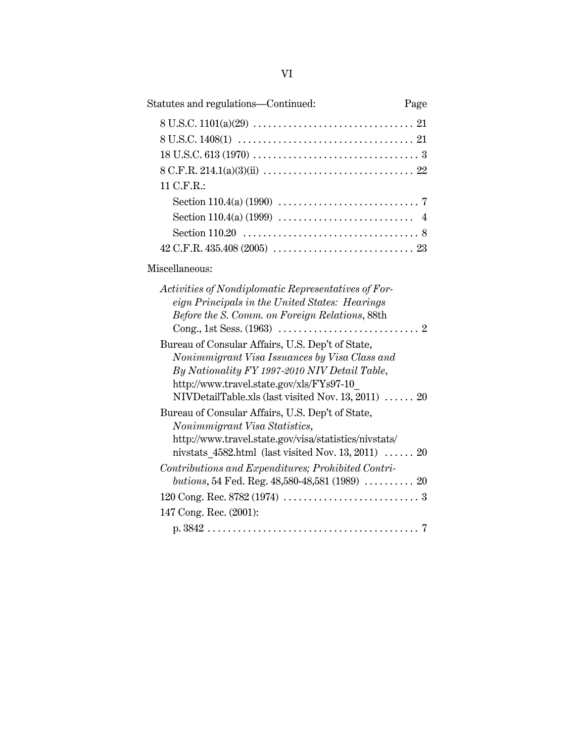Statutes and regulations—Continued: Page

8 U.S.C. 1101(a)(29) . . . . . . . . . . . . . . . . . . . . . . . . . . . . . . . . 21

8 U.S.C. 1408(1) . . . . . . . . . . . . . . . . . . . . . . . . . . . . . . . . . . . 21

18 U.S.C. 613 (1970) . . . . . . . . . . . . . . . . . . . . . . . . . . . . . . . . . 3

8 C.F.R. 214.1(a)(3)(ii) . . . . . . . . . . . . . . . . . . . . . . . . . . . . . . 22

11 C.F.R.:

- Section 110.4(a) (1990) . . . . . . . . . . . . . . . . . . . . . . . . . . . . 7
- Section 110.4(a) (1999) . . . . . . . . . . . . . . . . . . . . . . . . . . . 4
- Section 110.20 . . . . . . . . . . . . . . . . . . . . . . . . . . . . . . . . . . . 8

42 C.F.R. 435.408 (2005) . . . . . . . . . . . . . . . . . . . . . . . . . . . . 23

Miscellaneous:

*Activities of Nondiplomatic Representatives of Foreign Principals in the United States: Hearings Before the S. Comm. on Foreign Relations*, 88th Cong., 1st Sess. (1963) . . . . . . . . . . . . . . . . . . . . . . . . . . . . 2

Bureau of Consular Affairs, U.S. Dep't of State, *Nonimmigrant Visa Issuances by Visa Class and By Nationality FY 1997-2010 NIV Detail Table*, http://www.travel.state.gov/xls/FYs97-10_NIVDetailTable.xls (last visited Nov. 13, 2011) . . . . . . 20

Bureau of Consular Affairs, U.S. Dep't of State, *Nonimmigrant Visa Statistics*, http://www.travel.state.gov/visa/statistics/nivstats/nivstats_4582.html (last visited Nov. 13, 2011) . . . . . . 20

*Contributions and Expenditures; Prohibited Contributions*, 54 Fed. Reg. 48,580-48,581 (1989) . . . . . . . . . . 20

120 Cong. Rec. 8782 (1974) . . . . . . . . . . . . . . . . . . . . . . . . . . . 3

147 Cong. Rec. (2001):

- p. 3842 . . . . . . . . . . . . . . . . . . . . . . . . . . . . . . . . . . . . . . . . . . 7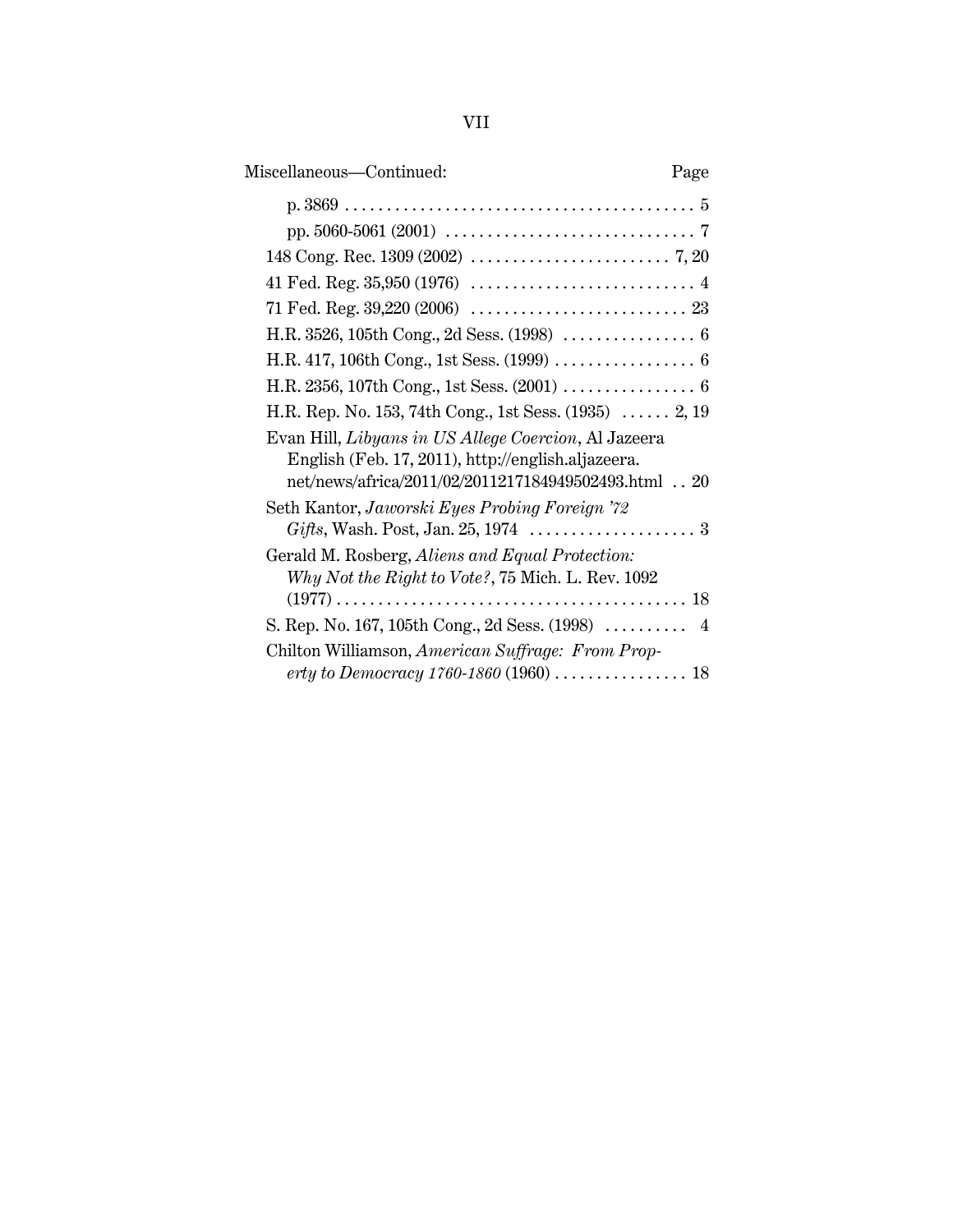Miscellaneous—Continued: Page

p. 3869 . . . . . . . . . . . . . . . . . . . . . . . . . . . . . . . . . . . . . . . . . 5

pp. 5060-5061 (2001) . . . . . . . . . . . . . . . . . . . . . . . . . . . . . . 7

148 Cong. Rec. 1309 (2002) . . . . . . . . . . . . . . . . . . . . . . . . 7, 20

41 Fed. Reg. 35,950 (1976) . . . . . . . . . . . . . . . . . . . . . . . . . . . 4

71 Fed. Reg. 39,220 (2006) . . . . . . . . . . . . . . . . . . . . . . . . . . 23

H.R. 3526, 105th Cong., 2d Sess. (1998) . . . . . . . . . . . . . . . . 6

H.R. 417, 106th Cong., 1st Sess. (1999) . . . . . . . . . . . . . . . . . 6

H.R. 2356, 107th Cong., 1st Sess. (2001) . . . . . . . . . . . . . . . . 6

H.R. Rep. No. 153, 74th Cong., 1st Sess. (1935) . . . . . . 2, 19

Evan Hill, *Libyans in US Allege Coercion*, Al Jazeera English (Feb. 17, 2011), http://english.aljazeera.net/news/africa/2011/02/2011217184949502493.html . . 20

Seth Kantor, *Jaworski Eyes Probing Foreign '72 Gifts*, Wash. Post, Jan. 25, 1974 . . . . . . . . . . . . . . . . . . . . 3

Gerald M. Rosberg, *Aliens and Equal Protection: Why Not the Right to Vote?*, 75 Mich. L. Rev. 1092 (1977) . . . . . . . . . . . . . . . . . . . . . . . . . . . . . . . . . . . . . . . . . 18

S. Rep. No. 167, 105th Cong., 2d Sess. (1998) . . . . . . . . . . 4

Chilton Williamson, *American Suffrage: From Property to Democracy 1760-1860* (1960) . . . . . . . . . . . . . . . . 18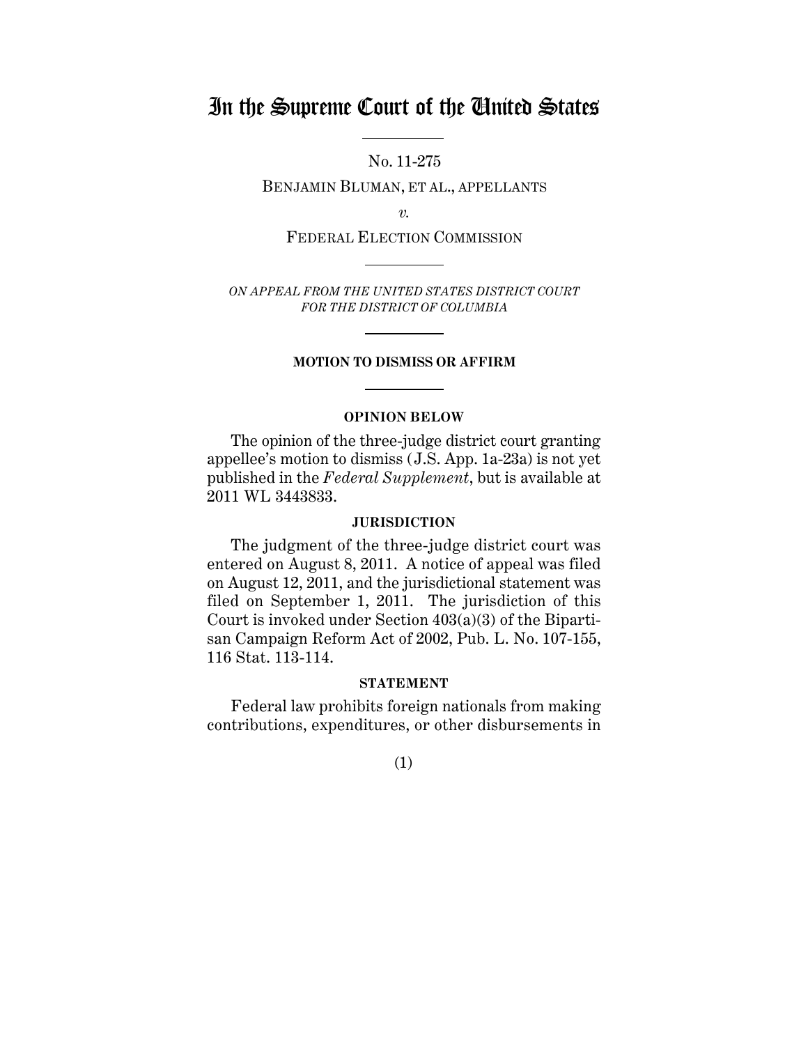# In the Supreme Court of the United States

No. 11-275

BENJAMIN BLUMAN, ET AL., APPELLANTS

*v.*

FEDERAL ELECTION COMMISSION

*ON APPEAL FROM THE UNITED STATES DISTRICT COURT FOR THE DISTRICT OF COLUMBIA*

**MOTION TO DISMISS OR AFFIRM**

**OPINION BELOW**

The opinion of the three-judge district court granting appellee's motion to dismiss (J.S. App. 1a-23a) is not yet published in the *Federal Supplement*, but is available at 2011 WL 3443833.

**JURISDICTION**

The judgment of the three-judge district court was entered on August 8, 2011. A notice of appeal was filed on August 12, 2011, and the jurisdictional statement was filed on September 1, 2011. The jurisdiction of this Court is invoked under Section 403(a)(3) of the Bipartisan Campaign Reform Act of 2002, Pub. L. No. 107-155, 116 Stat. 113-114.

**STATEMENT**

Federal law prohibits foreign nationals from making contributions, expenditures, or other disbursements in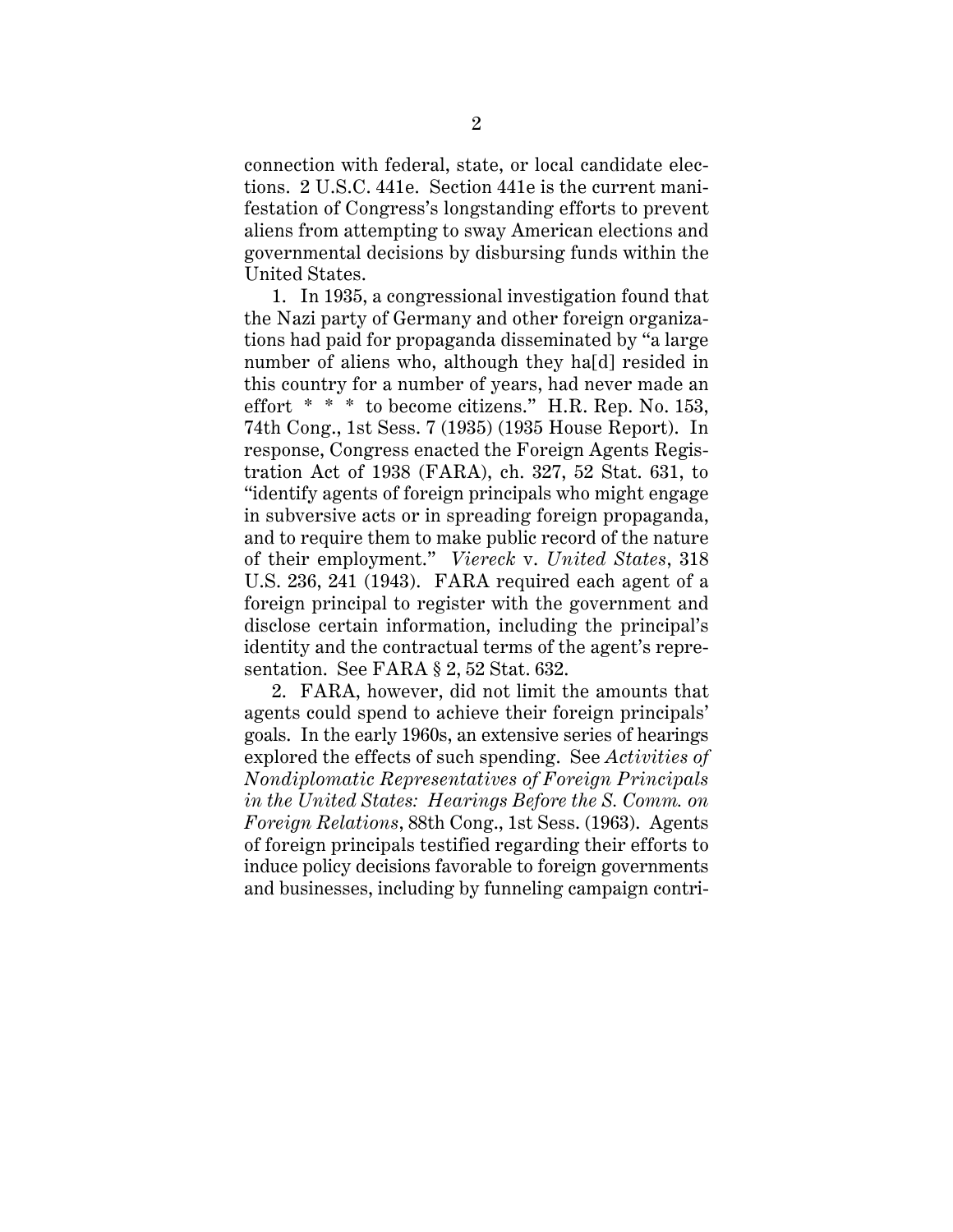connection with federal, state, or local candidate elections. 2 U.S.C. 441e. Section 441e is the current manifestation of Congress's longstanding efforts to prevent aliens from attempting to sway American elections and governmental decisions by disbursing funds within the United States.

1. In 1935, a congressional investigation found that the Nazi party of Germany and other foreign organizations had paid for propaganda disseminated by "a large number of aliens who, although they ha[d] resided in this country for a number of years, had never made an effort * * * to become citizens." H.R. Rep. No. 153, 74th Cong., 1st Sess. 7 (1935) (1935 House Report). In response, Congress enacted the Foreign Agents Registration Act of 1938 (FARA), ch. 327, 52 Stat. 631, to "identify agents of foreign principals who might engage in subversive acts or in spreading foreign propaganda, and to require them to make public record of the nature of their employment." *Viereck* v. *United States*, 318 U.S. 236, 241 (1943). FARA required each agent of a foreign principal to register with the government and disclose certain information, including the principal's identity and the contractual terms of the agent's representation. See FARA § 2, 52 Stat. 632.

2. FARA, however, did not limit the amounts that agents could spend to achieve their foreign principals' goals. In the early 1960s, an extensive series of hearings explored the effects of such spending. See *Activities of Nondiplomatic Representatives of Foreign Principals in the United States: Hearings Before the S. Comm. on Foreign Relations*, 88th Cong., 1st Sess. (1963). Agents of foreign principals testified regarding their efforts to induce policy decisions favorable to foreign governments and businesses, including by funneling campaign contri-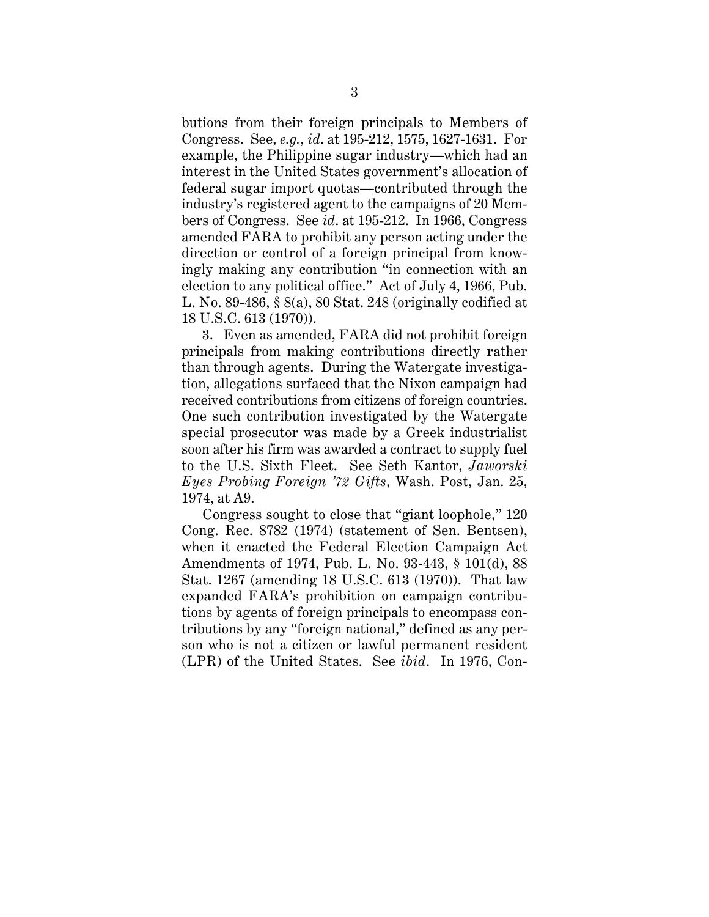butions from their foreign principals to Members of Congress. See, *e.g.*, *id*. at 195-212, 1575, 1627-1631. For example, the Philippine sugar industry—which had an interest in the United States government's allocation of federal sugar import quotas—contributed through the industry's registered agent to the campaigns of 20 Members of Congress. See *id*. at 195-212. In 1966, Congress amended FARA to prohibit any person acting under the direction or control of a foreign principal from knowingly making any contribution "in connection with an election to any political office." Act of July 4, 1966, Pub. L. No. 89-486, § 8(a), 80 Stat. 248 (originally codified at 18 U.S.C. 613 (1970)).

3. Even as amended, FARA did not prohibit foreign principals from making contributions directly rather than through agents. During the Watergate investigation, allegations surfaced that the Nixon campaign had received contributions from citizens of foreign countries. One such contribution investigated by the Watergate special prosecutor was made by a Greek industrialist soon after his firm was awarded a contract to supply fuel to the U.S. Sixth Fleet. See Seth Kantor, *Jaworski Eyes Probing Foreign '72 Gifts*, Wash. Post, Jan. 25, 1974, at A9.

Congress sought to close that "giant loophole," 120 Cong. Rec. 8782 (1974) (statement of Sen. Bentsen), when it enacted the Federal Election Campaign Act Amendments of 1974, Pub. L. No. 93-443, § 101(d), 88 Stat. 1267 (amending 18 U.S.C. 613 (1970)). That law expanded FARA's prohibition on campaign contributions by agents of foreign principals to encompass contributions by any "foreign national," defined as any person who is not a citizen or lawful permanent resident (LPR) of the United States. See *ibid*. In 1976, Con-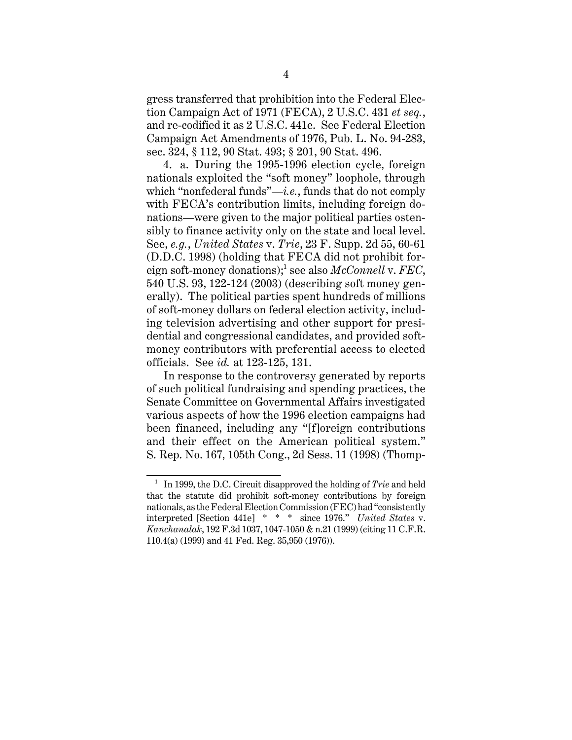gress transferred that prohibition into the Federal Election Campaign Act of 1971 (FECA), 2 U.S.C. 431 *et seq.*, and re-codified it as 2 U.S.C. 441e. See Federal Election Campaign Act Amendments of 1976, Pub. L. No. 94-283, sec. 324, § 112, 90 Stat. 493; § 201, 90 Stat. 496.

4. a. During the 1995-1996 election cycle, foreign nationals exploited the "soft money" loophole, through which "nonfederal funds"—*i.e.*, funds that do not comply with FECA's contribution limits, including foreign donations—were given to the major political parties ostensibly to finance activity only on the state and local level. See, *e.g.*, *United States* v. *Trie*, 23 F. Supp. 2d 55, 60-61 (D.D.C. 1998) (holding that FECA did not prohibit foreign soft-money donations);[1] see also *McConnell* v. *FEC*, 540 U.S. 93, 122-124 (2003) (describing soft money generally). The political parties spent hundreds of millions of soft-money dollars on federal election activity, including television advertising and other support for presidential and congressional candidates, and provided soft-money contributors with preferential access to elected officials. See *id.* at 123-125, 131.

In response to the controversy generated by reports of such political fundraising and spending practices, the Senate Committee on Governmental Affairs investigated various aspects of how the 1996 election campaigns had been financed, including any "[f]oreign contributions and their effect on the American political system." S. Rep. No. 167, 105th Cong., 2d Sess. 11 (1998) (Thomp-

[1] In 1999, the D.C. Circuit disapproved the holding of *Trie* and held that the statute did prohibit soft-money contributions by foreign nationals, as the Federal Election Commission (FEC) had "consistently interpreted [Section 441e] * * * since 1976." *United States* v. *Kanchanalak*, 192 F.3d 1037, 1047-1050 & n.21 (1999) (citing 11 C.F.R. 110.4(a) (1999) and 41 Fed. Reg. 35,950 (1976)).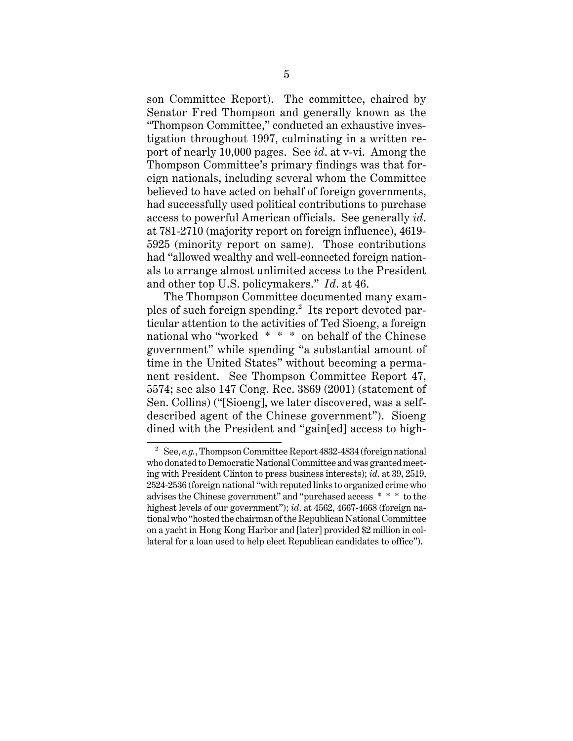son Committee Report). The committee, chaired by Senator Fred Thompson and generally known as the "Thompson Committee," conducted an exhaustive investigation throughout 1997, culminating in a written report of nearly 10,000 pages. See *id*. at v-vi. Among the Thompson Committee's primary findings was that foreign nationals, including several whom the Committee believed to have acted on behalf of foreign governments, had successfully used political contributions to purchase access to powerful American officials. See generally *id*. at 781-2710 (majority report on foreign influence), 4619-5925 (minority report on same). Those contributions had "allowed wealthy and well-connected foreign nationals to arrange almost unlimited access to the President and other top U.S. policymakers." *Id*. at 46.

The Thompson Committee documented many examples of such foreign spending.[2] Its report devoted particular attention to the activities of Ted Sioeng, a foreign national who "worked * * * on behalf of the Chinese government" while spending "a substantial amount of time in the United States" without becoming a permanent resident. See Thompson Committee Report 47, 5574; see also 147 Cong. Rec. 3869 (2001) (statement of Sen. Collins) ("[Sioeng], we later discovered, was a self-described agent of the Chinese government"). Sioeng dined with the President and "gain[ed] access to high-

---

[2] See, *e.g.*, Thompson Committee Report 4832-4834 (foreign national who donated to Democratic National Committee and was granted meeting with President Clinton to press business interests); *id*. at 39, 2519, 2524-2536 (foreign national "with reputed links to organized crime who advises the Chinese government" and "purchased access * * * to the highest levels of our government"); *id*. at 4562, 4667-4668 (foreign national who "hosted the chairman of the Republican National Committee on a yacht in Hong Kong Harbor and [later] provided $2 million in collateral for a loan used to help elect Republican candidates to office").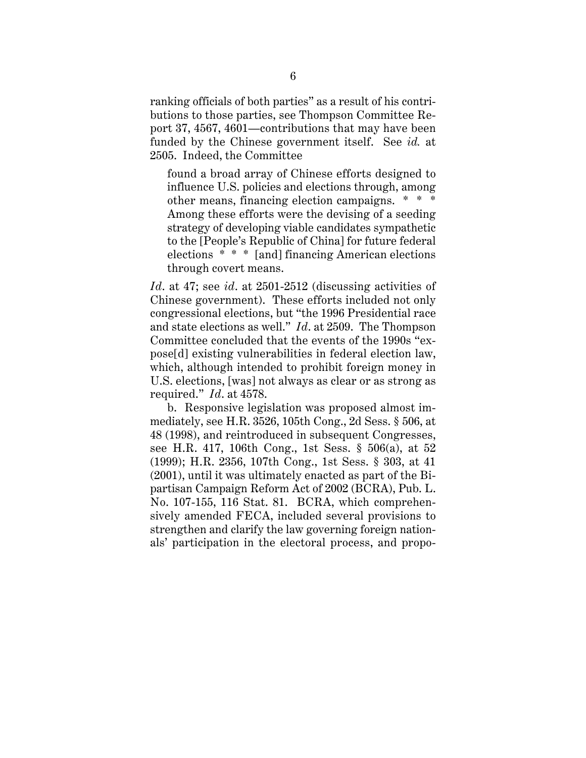ranking officials of both parties" as a result of his contributions to those parties, see Thompson Committee Report 37, 4567, 4601—contributions that may have been funded by the Chinese government itself. See *id.* at 2505. Indeed, the Committee

> found a broad array of Chinese efforts designed to influence U.S. policies and elections through, among other means, financing election campaigns. * * * Among these efforts were the devising of a seeding strategy of developing viable candidates sympathetic to the [People's Republic of China] for future federal elections * * * [and] financing American elections through covert means.

*Id.* at 47; see *id.* at 2501-2512 (discussing activities of Chinese government). These efforts included not only congressional elections, but "the 1996 Presidential race and state elections as well." *Id.* at 2509. The Thompson Committee concluded that the events of the 1990s "expose[d] existing vulnerabilities in federal election law, which, although intended to prohibit foreign money in U.S. elections, [was] not always as clear or as strong as required." *Id.* at 4578.

b. Responsive legislation was proposed almost immediately, see H.R. 3526, 105th Cong., 2d Sess. § 506, at 48 (1998), and reintroduced in subsequent Congresses, see H.R. 417, 106th Cong., 1st Sess. § 506(a), at 52 (1999); H.R. 2356, 107th Cong., 1st Sess. § 303, at 41 (2001), until it was ultimately enacted as part of the Bipartisan Campaign Reform Act of 2002 (BCRA), Pub. L. No. 107-155, 116 Stat. 81. BCRA, which comprehensively amended FECA, included several provisions to strengthen and clarify the law governing foreign nationals' participation in the electoral process, and propo-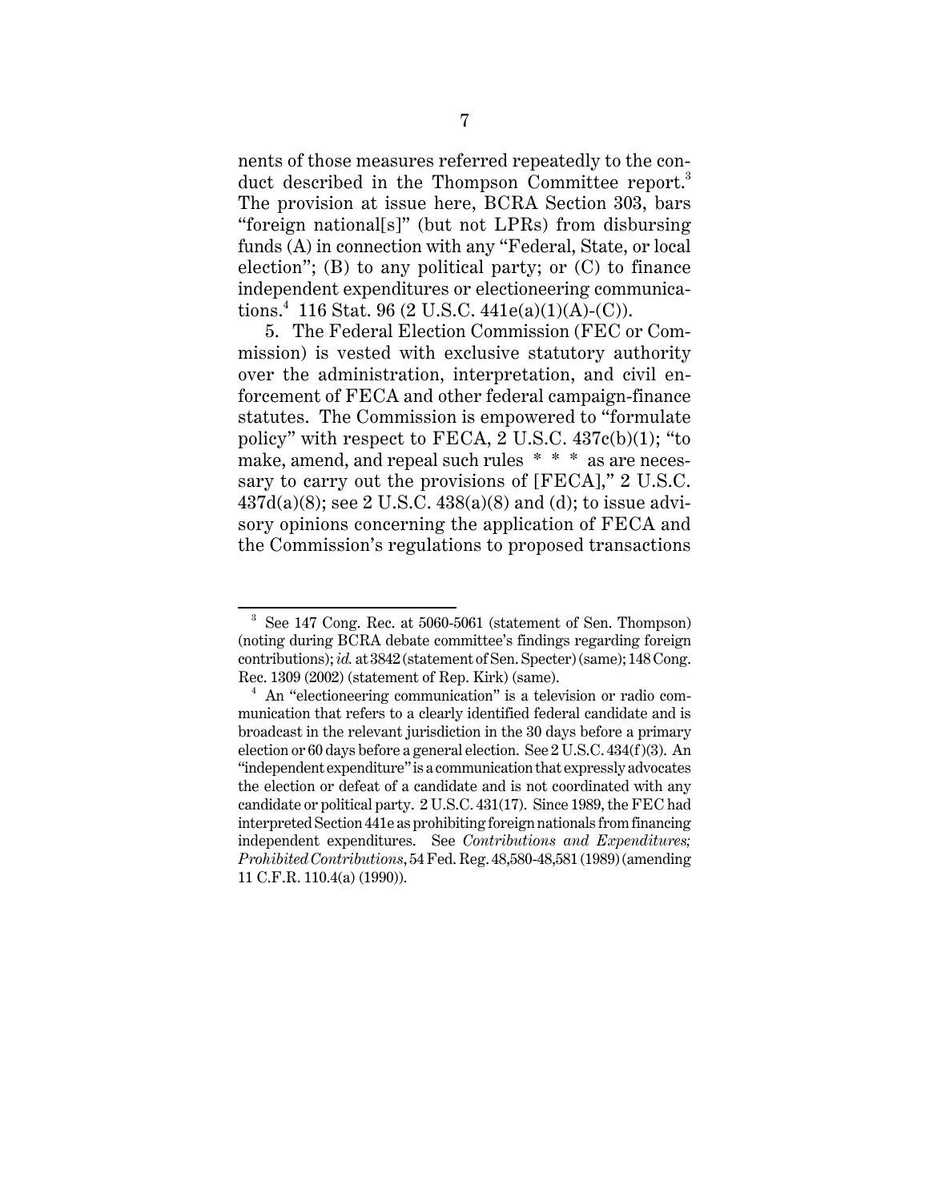nents of those measures referred repeatedly to the conduct described in the Thompson Committee report.[3] The provision at issue here, BCRA Section 303, bars "foreign national[s]" (but not LPRs) from disbursing funds (A) in connection with any "Federal, State, or local election"; (B) to any political party; or (C) to finance independent expenditures or electioneering communications.[4] 116 Stat. 96 (2 U.S.C. 441e(a)(1)(A)-(C)).

5. The Federal Election Commission (FEC or Commission) is vested with exclusive statutory authority over the administration, interpretation, and civil enforcement of FECA and other federal campaign-finance statutes. The Commission is empowered to "formulate policy" with respect to FECA, 2 U.S.C. 437c(b)(1); "to make, amend, and repeal such rules * * * as are necessary to carry out the provisions of [FECA]," 2 U.S.C. 437d(a)(8); see 2 U.S.C. 438(a)(8) and (d); to issue advisory opinions concerning the application of FECA and the Commission's regulations to proposed transactions

---

[3] See 147 Cong. Rec. at 5060-5061 (statement of Sen. Thompson) (noting during BCRA debate committee's findings regarding foreign contributions); *id.* at 3842 (statement of Sen. Specter) (same); 148 Cong. Rec. 1309 (2002) (statement of Rep. Kirk) (same).

[4] An "electioneering communication" is a television or radio communication that refers to a clearly identified federal candidate and is broadcast in the relevant jurisdiction in the 30 days before a primary election or 60 days before a general election. See 2 U.S.C. 434(f)(3). An "independent expenditure" is a communication that expressly advocates the election or defeat of a candidate and is not coordinated with any candidate or political party. 2 U.S.C. 431(17). Since 1989, the FEC had interpreted Section 441e as prohibiting foreign nationals from financing independent expenditures. See *Contributions and Expenditures; Prohibited Contributions*, 54 Fed. Reg. 48,580-48,581 (1989) (amending 11 C.F.R. 110.4(a) (1990)).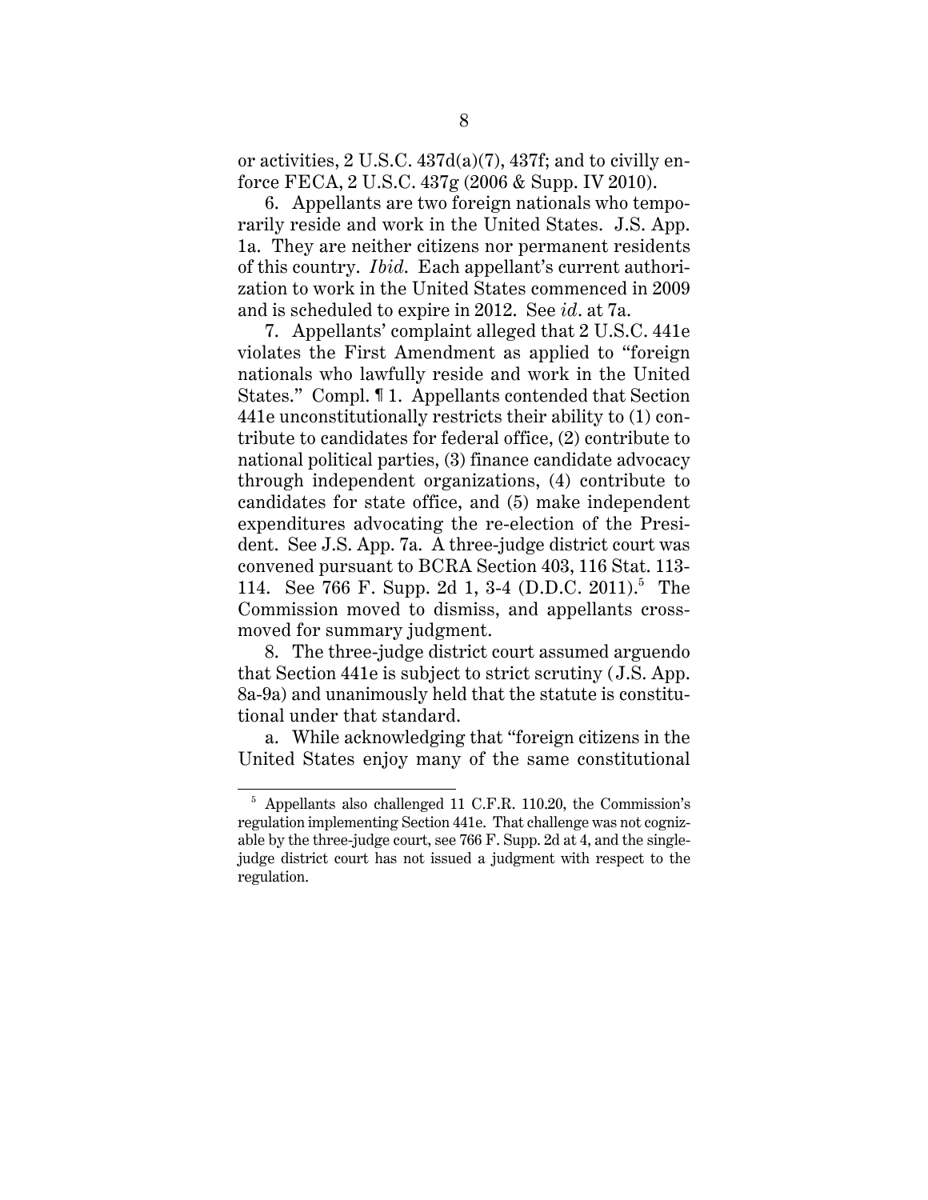or activities, 2 U.S.C. 437d(a)(7), 437f; and to civilly enforce FECA, 2 U.S.C. 437g (2006 & Supp. IV 2010).

6. Appellants are two foreign nationals who temporarily reside and work in the United States. J.S. App. 1a. They are neither citizens nor permanent residents of this country. *Ibid.* Each appellant's current authorization to work in the United States commenced in 2009 and is scheduled to expire in 2012. See *id.* at 7a.

7. Appellants' complaint alleged that 2 U.S.C. 441e violates the First Amendment as applied to "foreign nationals who lawfully reside and work in the United States." Compl. ¶ 1. Appellants contended that Section 441e unconstitutionally restricts their ability to (1) contribute to candidates for federal office, (2) contribute to national political parties, (3) finance candidate advocacy through independent organizations, (4) contribute to candidates for state office, and (5) make independent expenditures advocating the re-election of the President. See J.S. App. 7a. A three-judge district court was convened pursuant to BCRA Section 403, 116 Stat. 113-114. See 766 F. Supp. 2d 1, 3-4 (D.D.C. 2011).[5] The Commission moved to dismiss, and appellants cross-moved for summary judgment.

8. The three-judge district court assumed arguendo that Section 441e is subject to strict scrutiny (J.S. App. 8a-9a) and unanimously held that the statute is constitutional under that standard.

a. While acknowledging that "foreign citizens in the United States enjoy many of the same constitutional

[5] Appellants also challenged 11 C.F.R. 110.20, the Commission's regulation implementing Section 441e. That challenge was not cognizable by the three-judge court, see 766 F. Supp. 2d at 4, and the single-judge district court has not issued a judgment with respect to the regulation.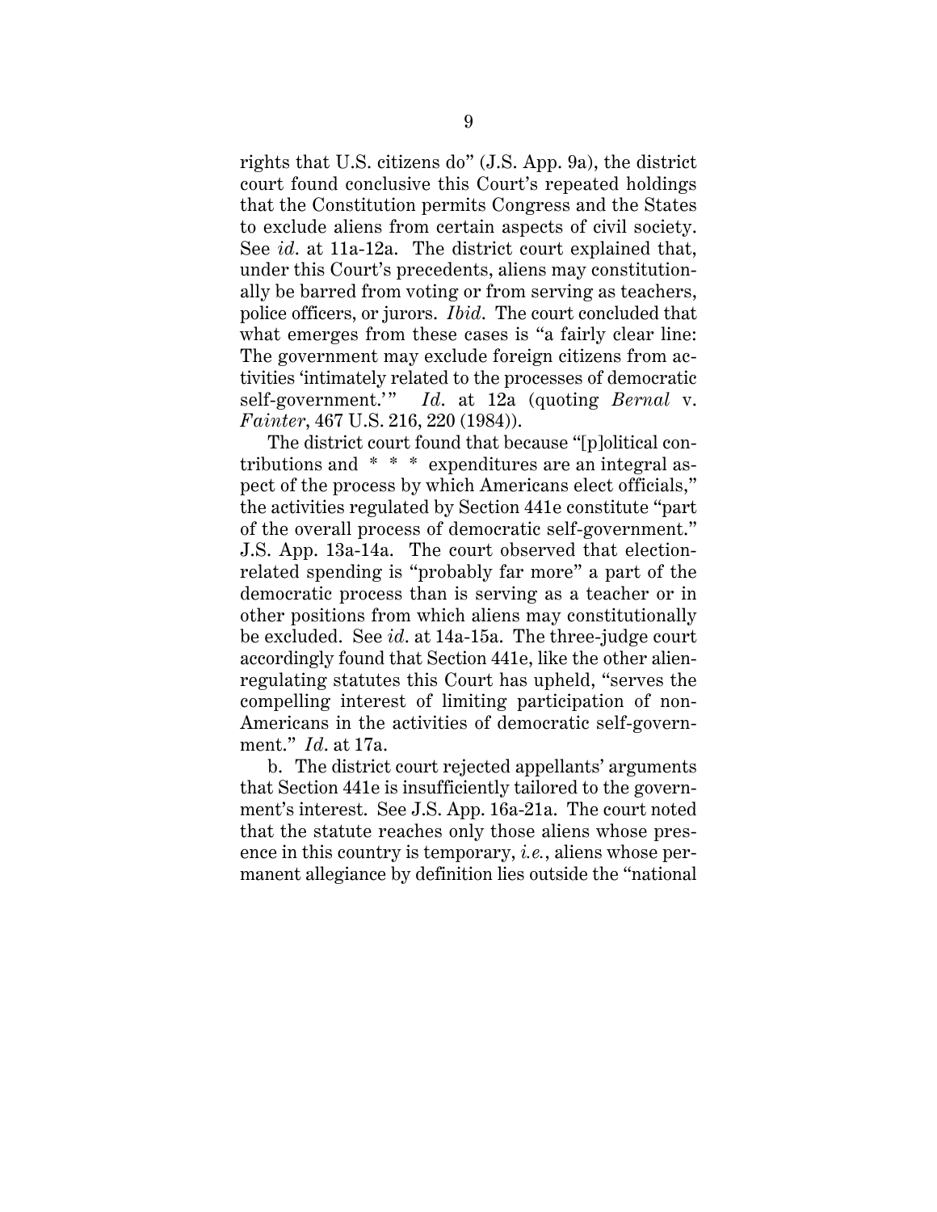rights that U.S. citizens do" (J.S. App. 9a), the district court found conclusive this Court's repeated holdings that the Constitution permits Congress and the States to exclude aliens from certain aspects of civil society. See *id*. at 11a-12a. The district court explained that, under this Court's precedents, aliens may constitutionally be barred from voting or from serving as teachers, police officers, or jurors. *Ibid*. The court concluded that what emerges from these cases is "a fairly clear line: The government may exclude foreign citizens from activities 'intimately related to the processes of democratic self-government.'" *Id*. at 12a (quoting *Bernal* v. *Fainter*, 467 U.S. 216, 220 (1984)).

The district court found that because "[p]olitical contributions and * * * expenditures are an integral aspect of the process by which Americans elect officials," the activities regulated by Section 441e constitute "part of the overall process of democratic self-government." J.S. App. 13a-14a. The court observed that election-related spending is "probably far more" a part of the democratic process than is serving as a teacher or in other positions from which aliens may constitutionally be excluded. See *id*. at 14a-15a. The three-judge court accordingly found that Section 441e, like the other alien-regulating statutes this Court has upheld, "serves the compelling interest of limiting participation of non-Americans in the activities of democratic self-government." *Id*. at 17a.

b. The district court rejected appellants' arguments that Section 441e is insufficiently tailored to the government's interest. See J.S. App. 16a-21a. The court noted that the statute reaches only those aliens whose presence in this country is temporary, *i.e.*, aliens whose permanent allegiance by definition lies outside the "national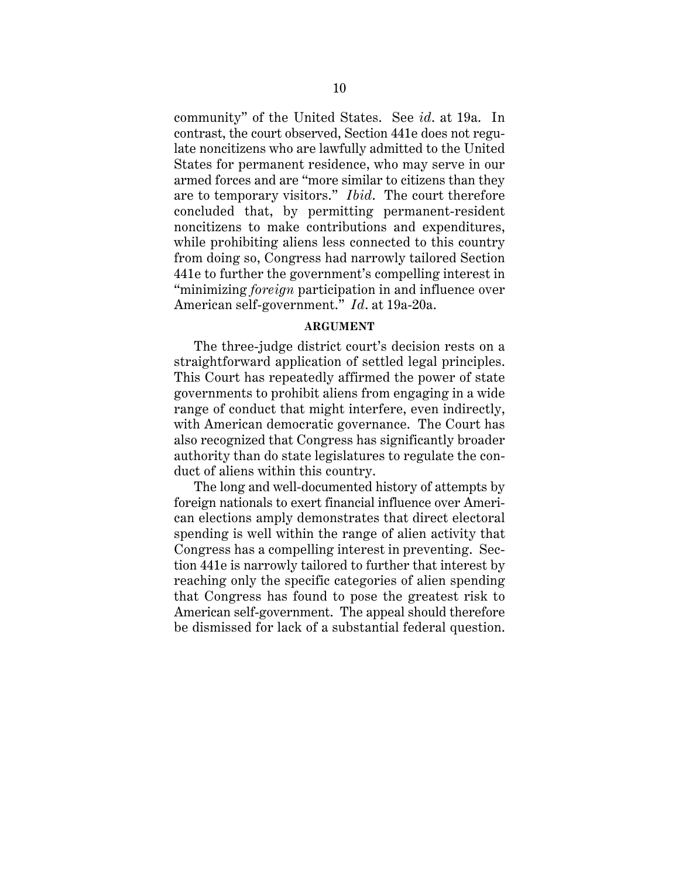community" of the United States. See *id*. at 19a. In contrast, the court observed, Section 441e does not regulate noncitizens who are lawfully admitted to the United States for permanent residence, who may serve in our armed forces and are "more similar to citizens than they are to temporary visitors." *Ibid*. The court therefore concluded that, by permitting permanent-resident noncitizens to make contributions and expenditures, while prohibiting aliens less connected to this country from doing so, Congress had narrowly tailored Section 441e to further the government's compelling interest in "minimizing *foreign* participation in and influence over American self-government." *Id*. at 19a-20a.

## ARGUMENT

The three-judge district court's decision rests on a straightforward application of settled legal principles. This Court has repeatedly affirmed the power of state governments to prohibit aliens from engaging in a wide range of conduct that might interfere, even indirectly, with American democratic governance. The Court has also recognized that Congress has significantly broader authority than do state legislatures to regulate the conduct of aliens within this country.

The long and well-documented history of attempts by foreign nationals to exert financial influence over American elections amply demonstrates that direct electoral spending is well within the range of alien activity that Congress has a compelling interest in preventing. Section 441e is narrowly tailored to further that interest by reaching only the specific categories of alien spending that Congress has found to pose the greatest risk to American self-government. The appeal should therefore be dismissed for lack of a substantial federal question.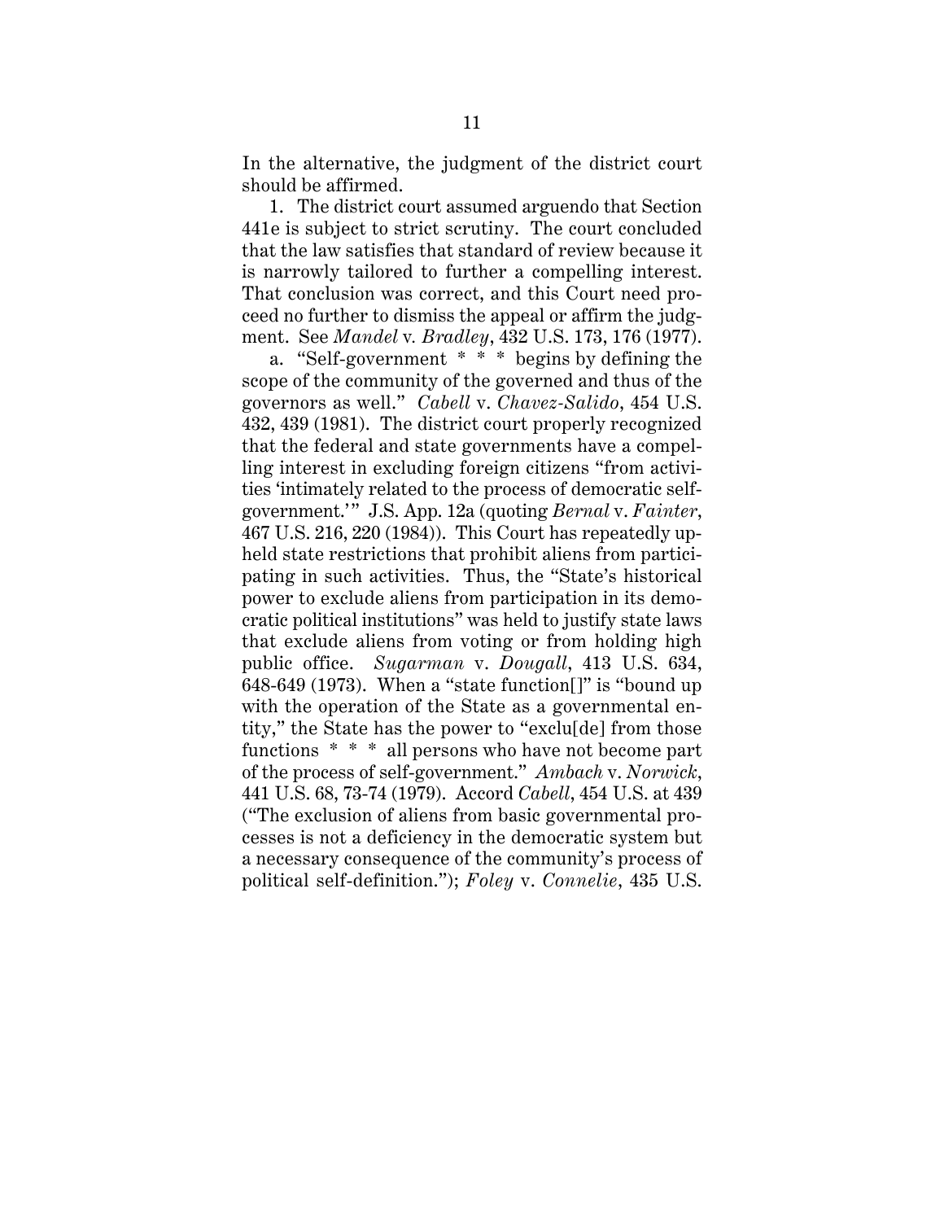In the alternative, the judgment of the district court should be affirmed.

1. The district court assumed arguendo that Section 441e is subject to strict scrutiny. The court concluded that the law satisfies that standard of review because it is narrowly tailored to further a compelling interest. That conclusion was correct, and this Court need proceed no further to dismiss the appeal or affirm the judgment. See *Mandel* v. *Bradley*, 432 U.S. 173, 176 (1977).

a. "Self-government * * * begins by defining the scope of the community of the governed and thus of the governors as well." *Cabell* v. *Chavez-Salido*, 454 U.S. 432, 439 (1981). The district court properly recognized that the federal and state governments have a compelling interest in excluding foreign citizens "from activities 'intimately related to the process of democratic self-government.'" J.S. App. 12a (quoting *Bernal* v. *Fainter*, 467 U.S. 216, 220 (1984)). This Court has repeatedly upheld state restrictions that prohibit aliens from participating in such activities. Thus, the "State's historical power to exclude aliens from participation in its democratic political institutions" was held to justify state laws that exclude aliens from voting or from holding high public office. *Sugarman* v. *Dougall*, 413 U.S. 634, 648-649 (1973). When a "state function[]" is "bound up with the operation of the State as a governmental entity," the State has the power to "exclu[de] from those functions * * * all persons who have not become part of the process of self-government." *Ambach* v. *Norwick*, 441 U.S. 68, 73-74 (1979). Accord *Cabell*, 454 U.S. at 439 ("The exclusion of aliens from basic governmental processes is not a deficiency in the democratic system but a necessary consequence of the community's process of political self-definition."); *Foley* v. *Connelie*, 435 U.S.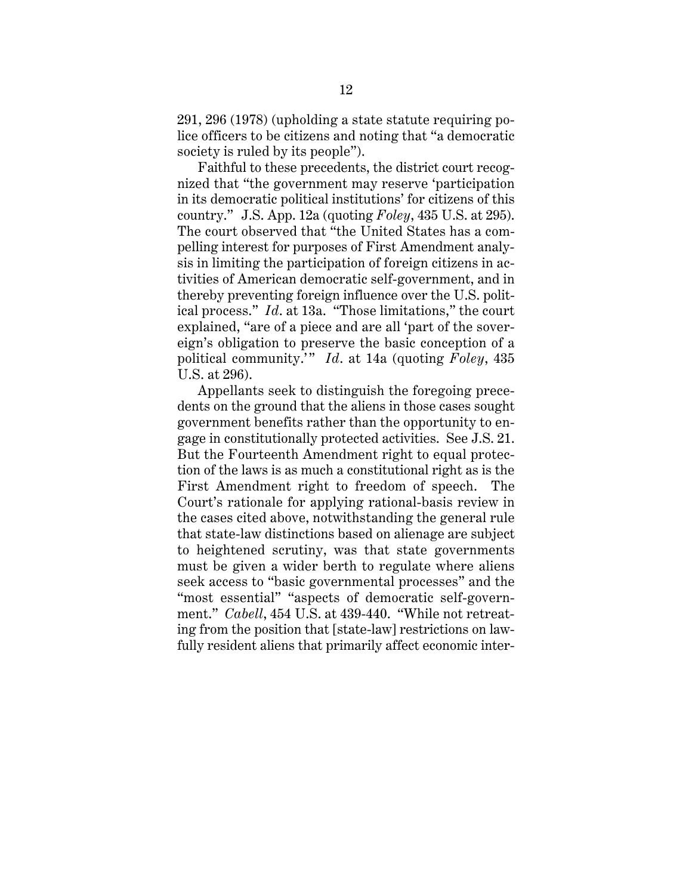291, 296 (1978) (upholding a state statute requiring police officers to be citizens and noting that "a democratic society is ruled by its people").

Faithful to these precedents, the district court recognized that "the government may reserve 'participation in its democratic political institutions' for citizens of this country." J.S. App. 12a (quoting *Foley*, 435 U.S. at 295). The court observed that "the United States has a compelling interest for purposes of First Amendment analysis in limiting the participation of foreign citizens in activities of American democratic self-government, and in thereby preventing foreign influence over the U.S. political process." *Id.* at 13a. "Those limitations," the court explained, "are of a piece and are all 'part of the sovereign's obligation to preserve the basic conception of a political community.'" *Id.* at 14a (quoting *Foley*, 435 U.S. at 296).

Appellants seek to distinguish the foregoing precedents on the ground that the aliens in those cases sought government benefits rather than the opportunity to engage in constitutionally protected activities. See J.S. 21. But the Fourteenth Amendment right to equal protection of the laws is as much a constitutional right as is the First Amendment right to freedom of speech. The Court's rationale for applying rational-basis review in the cases cited above, notwithstanding the general rule that state-law distinctions based on alienage are subject to heightened scrutiny, was that state governments must be given a wider berth to regulate where aliens seek access to "basic governmental processes" and the "most essential" "aspects of democratic self-government." *Cabell*, 454 U.S. at 439-440. "While not retreating from the position that [state-law] restrictions on lawfully resident aliens that primarily affect economic inter-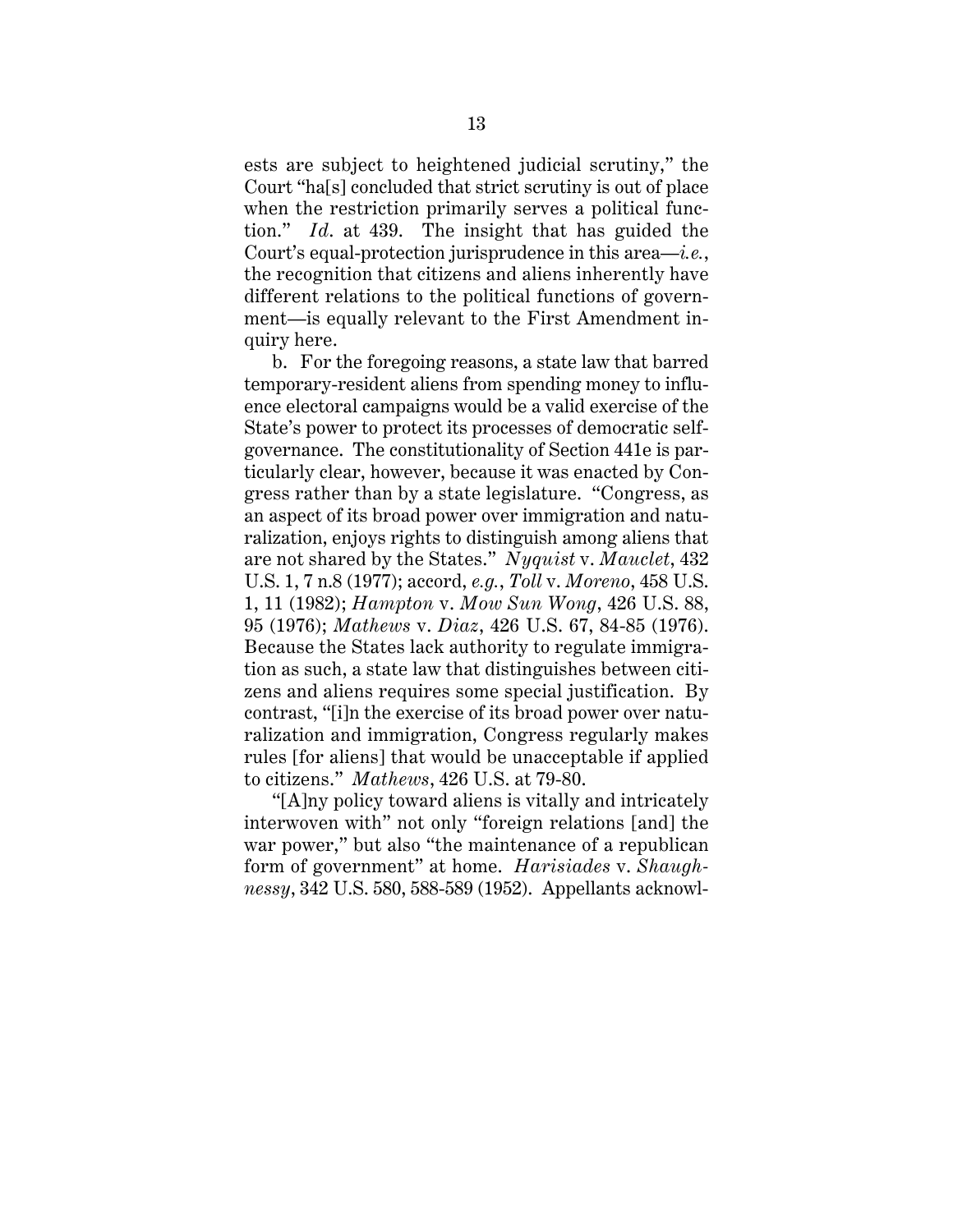ests are subject to heightened judicial scrutiny," the Court "ha[s] concluded that strict scrutiny is out of place when the restriction primarily serves a political function." *Id*. at 439. The insight that has guided the Court's equal-protection jurisprudence in this area—*i.e.*, the recognition that citizens and aliens inherently have different relations to the political functions of government—is equally relevant to the First Amendment inquiry here.

b. For the foregoing reasons, a state law that barred temporary-resident aliens from spending money to influence electoral campaigns would be a valid exercise of the State's power to protect its processes of democratic self-governance. The constitutionality of Section 441e is particularly clear, however, because it was enacted by Congress rather than by a state legislature. "Congress, as an aspect of its broad power over immigration and naturalization, enjoys rights to distinguish among aliens that are not shared by the States." *Nyquist* v. *Mauclet*, 432 U.S. 1, 7 n.8 (1977); accord, *e.g.*, *Toll* v. *Moreno*, 458 U.S. 1, 11 (1982); *Hampton* v. *Mow Sun Wong*, 426 U.S. 88, 95 (1976); *Mathews* v. *Diaz*, 426 U.S. 67, 84-85 (1976). Because the States lack authority to regulate immigration as such, a state law that distinguishes between citizens and aliens requires some special justification. By contrast, "[i]n the exercise of its broad power over naturalization and immigration, Congress regularly makes rules [for aliens] that would be unacceptable if applied to citizens." *Mathews*, 426 U.S. at 79-80.

"[A]ny policy toward aliens is vitally and intricately interwoven with" not only "foreign relations [and] the war power," but also "the maintenance of a republican form of government" at home. *Harisiades* v. *Shaughnessy*, 342 U.S. 580, 588-589 (1952). Appellants acknowl-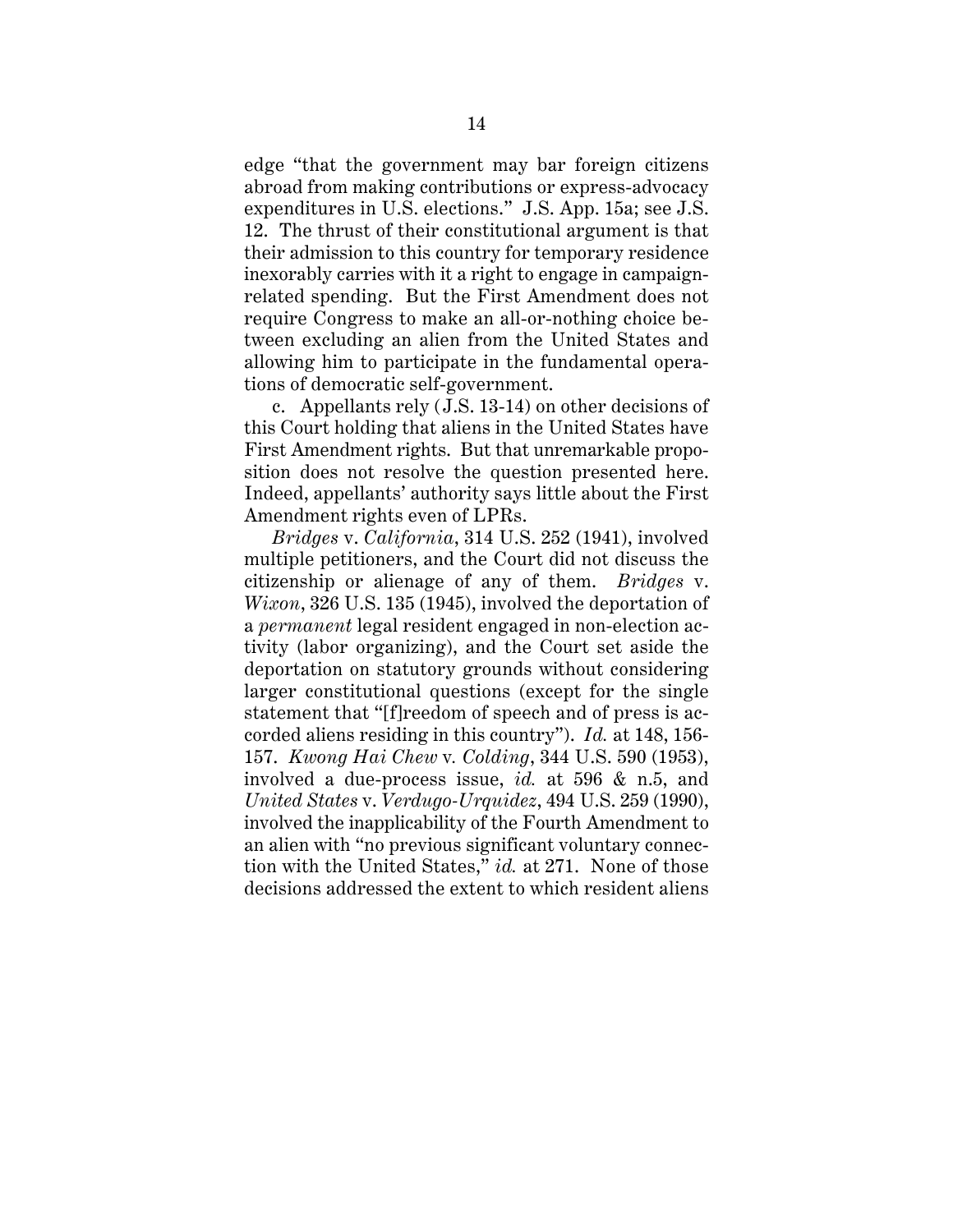edge "that the government may bar foreign citizens abroad from making contributions or express-advocacy expenditures in U.S. elections." J.S. App. 15a; see J.S. 12. The thrust of their constitutional argument is that their admission to this country for temporary residence inexorably carries with it a right to engage in campaign-related spending. But the First Amendment does not require Congress to make an all-or-nothing choice between excluding an alien from the United States and allowing him to participate in the fundamental operations of democratic self-government.

c. Appellants rely (J.S. 13-14) on other decisions of this Court holding that aliens in the United States have First Amendment rights. But that unremarkable proposition does not resolve the question presented here. Indeed, appellants' authority says little about the First Amendment rights even of LPRs.

*Bridges* v. *California*, 314 U.S. 252 (1941), involved multiple petitioners, and the Court did not discuss the citizenship or alienage of any of them. *Bridges* v. *Wixon*, 326 U.S. 135 (1945), involved the deportation of a *permanent* legal resident engaged in non-election activity (labor organizing), and the Court set aside the deportation on statutory grounds without considering larger constitutional questions (except for the single statement that "[f]reedom of speech and of press is accorded aliens residing in this country"). *Id.* at 148, 156-157. *Kwong Hai Chew* v. *Colding*, 344 U.S. 590 (1953), involved a due-process issue, *id.* at 596 & n.5, and *United States* v. *Verdugo-Urquidez*, 494 U.S. 259 (1990), involved the inapplicability of the Fourth Amendment to an alien with "no previous significant voluntary connection with the United States," *id.* at 271. None of those decisions addressed the extent to which resident aliens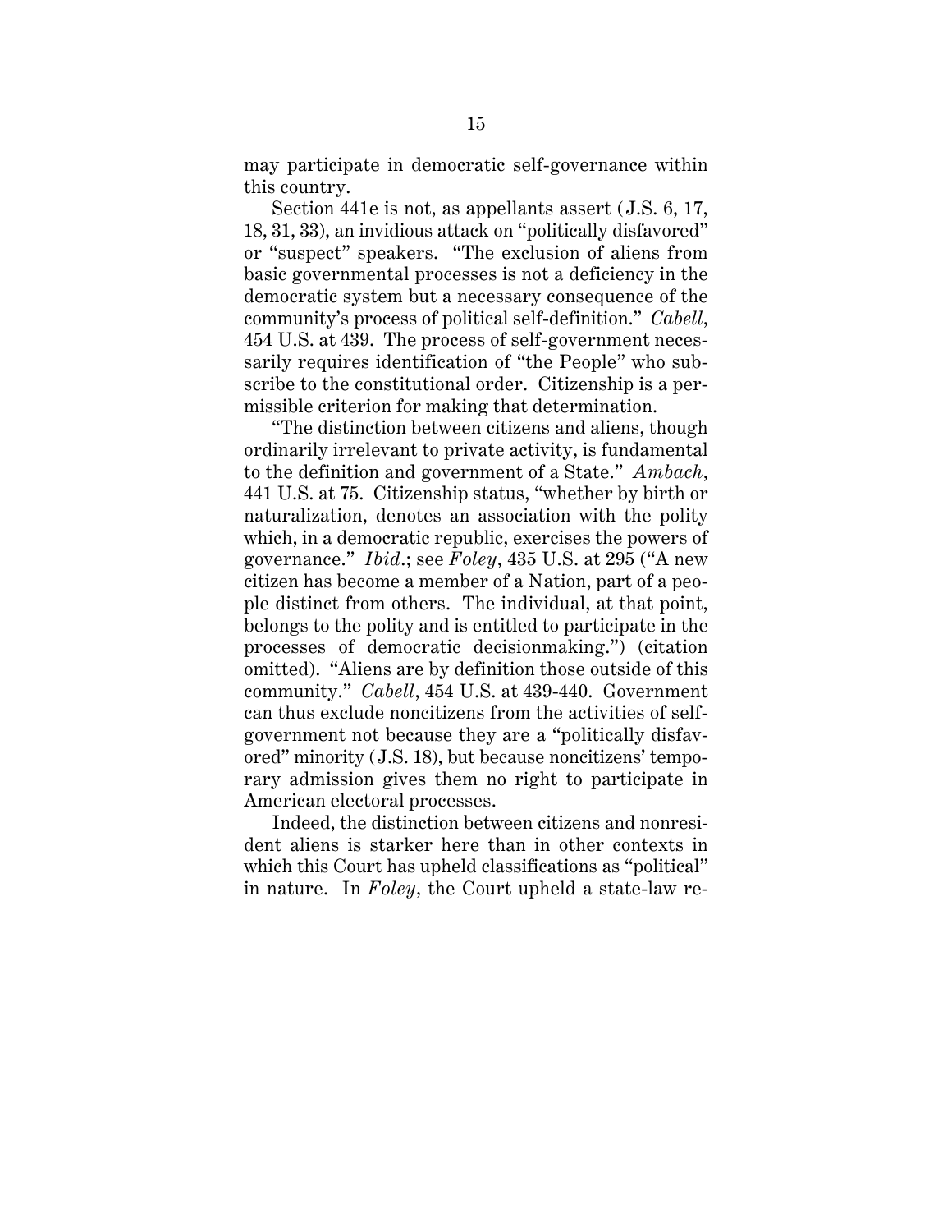may participate in democratic self-governance within this country.

Section 441e is not, as appellants assert (J.S. 6, 17, 18, 31, 33), an invidious attack on "politically disfavored" or "suspect" speakers. "The exclusion of aliens from basic governmental processes is not a deficiency in the democratic system but a necessary consequence of the community's process of political self-definition." *Cabell*, 454 U.S. at 439. The process of self-government necessarily requires identification of "the People" who subscribe to the constitutional order. Citizenship is a permissible criterion for making that determination.

"The distinction between citizens and aliens, though ordinarily irrelevant to private activity, is fundamental to the definition and government of a State." *Ambach*, 441 U.S. at 75. Citizenship status, "whether by birth or naturalization, denotes an association with the polity which, in a democratic republic, exercises the powers of governance." *Ibid.*; see *Foley*, 435 U.S. at 295 ("A new citizen has become a member of a Nation, part of a people distinct from others. The individual, at that point, belongs to the polity and is entitled to participate in the processes of democratic decisionmaking.") (citation omitted). "Aliens are by definition those outside of this community." *Cabell*, 454 U.S. at 439-440. Government can thus exclude noncitizens from the activities of self-government not because they are a "politically disfavored" minority (J.S. 18), but because noncitizens' temporary admission gives them no right to participate in American electoral processes.

Indeed, the distinction between citizens and nonresident aliens is starker here than in other contexts in which this Court has upheld classifications as "political" in nature. In *Foley*, the Court upheld a state-law re-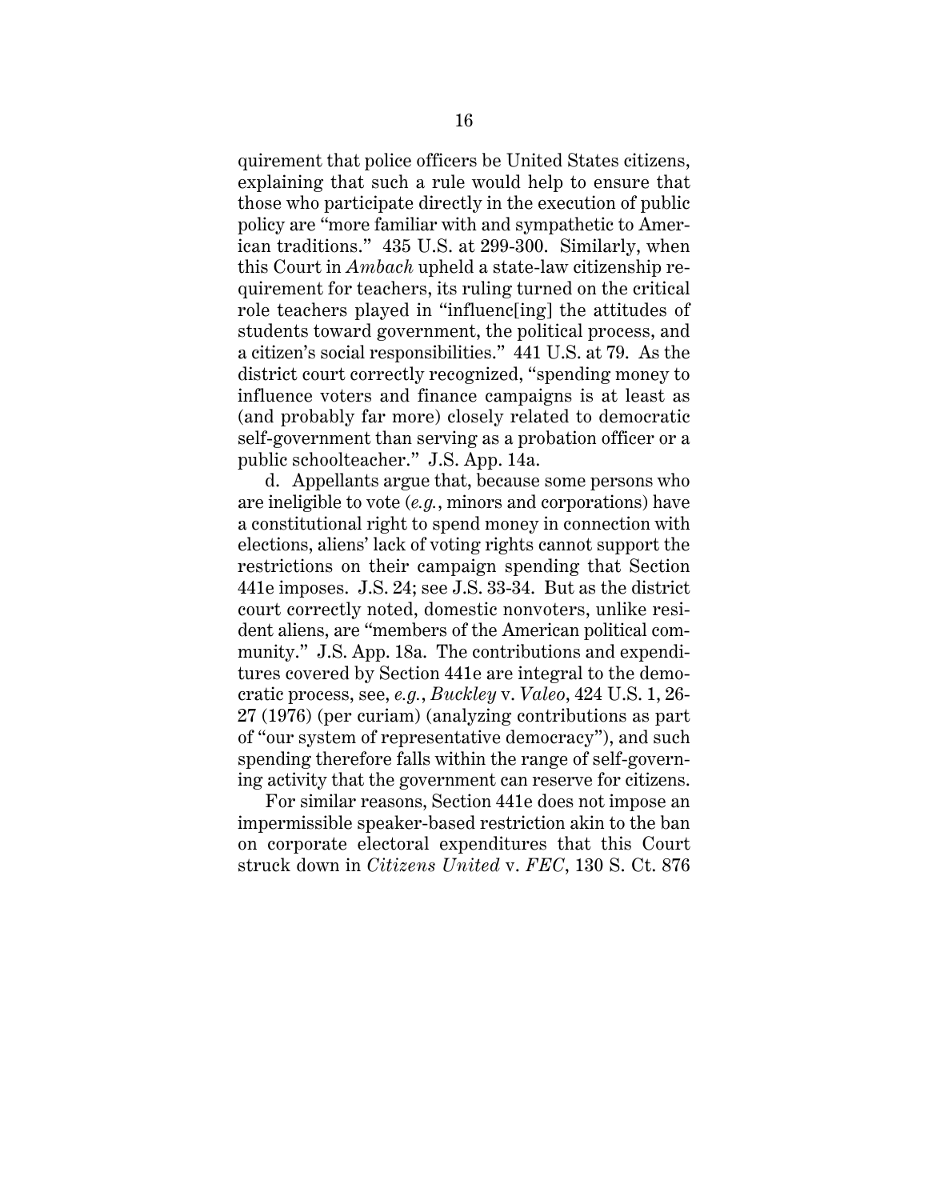quirement that police officers be United States citizens, explaining that such a rule would help to ensure that those who participate directly in the execution of public policy are "more familiar with and sympathetic to American traditions." 435 U.S. at 299-300. Similarly, when this Court in *Ambach* upheld a state-law citizenship requirement for teachers, its ruling turned on the critical role teachers played in "influenc[ing] the attitudes of students toward government, the political process, and a citizen's social responsibilities." 441 U.S. at 79. As the district court correctly recognized, "spending money to influence voters and finance campaigns is at least as (and probably far more) closely related to democratic self-government than serving as a probation officer or a public schoolteacher." J.S. App. 14a.

d. Appellants argue that, because some persons who are ineligible to vote (*e.g.*, minors and corporations) have a constitutional right to spend money in connection with elections, aliens' lack of voting rights cannot support the restrictions on their campaign spending that Section 441e imposes. J.S. 24; see J.S. 33-34. But as the district court correctly noted, domestic nonvoters, unlike resident aliens, are "members of the American political community." J.S. App. 18a. The contributions and expenditures covered by Section 441e are integral to the democratic process, see, *e.g.*, *Buckley* v. *Valeo*, 424 U.S. 1, 26-27 (1976) (per curiam) (analyzing contributions as part of "our system of representative democracy"), and such spending therefore falls within the range of self-governing activity that the government can reserve for citizens.

For similar reasons, Section 441e does not impose an impermissible speaker-based restriction akin to the ban on corporate electoral expenditures that this Court struck down in *Citizens United* v. *FEC*, 130 S. Ct. 876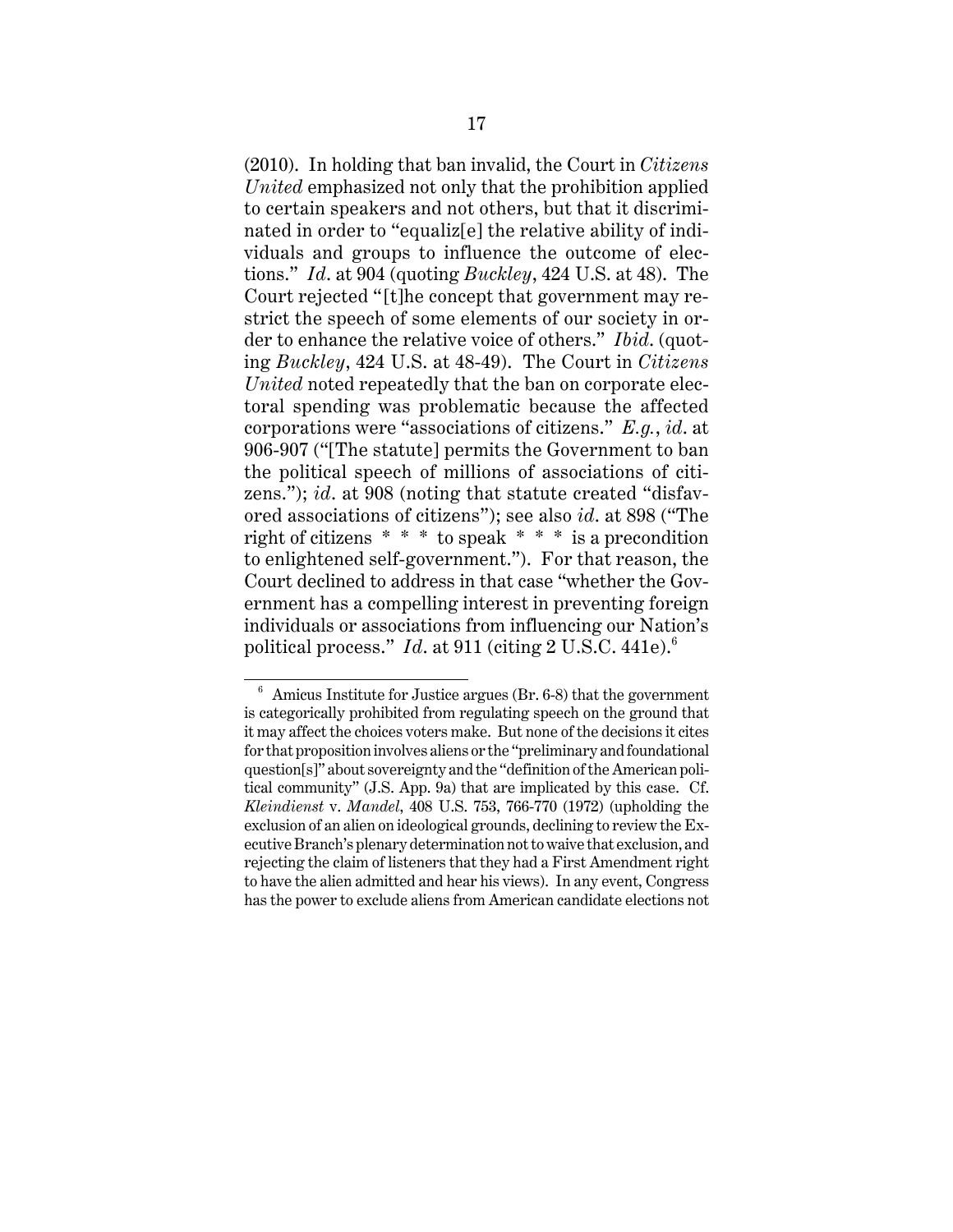(2010). In holding that ban invalid, the Court in *Citizens United* emphasized not only that the prohibition applied to certain speakers and not others, but that it discriminated in order to "equaliz[e] the relative ability of individuals and groups to influence the outcome of elections." *Id*. at 904 (quoting *Buckley*, 424 U.S. at 48). The Court rejected "[t]he concept that government may restrict the speech of some elements of our society in order to enhance the relative voice of others." *Ibid*. (quoting *Buckley*, 424 U.S. at 48-49). The Court in *Citizens United* noted repeatedly that the ban on corporate electoral spending was problematic because the affected corporations were "associations of citizens." *E.g.*, *id*. at 906-907 ("[The statute] permits the Government to ban the political speech of millions of associations of citizens."); *id*. at 908 (noting that statute created "disfavored associations of citizens"); see also *id*. at 898 ("The right of citizens * * * to speak * * * is a precondition to enlightened self-government."). For that reason, the Court declined to address in that case "whether the Government has a compelling interest in preventing foreign individuals or associations from influencing our Nation's political process." *Id*. at 911 (citing 2 U.S.C. 441e).[6]

[6] Amicus Institute for Justice argues (Br. 6-8) that the government is categorically prohibited from regulating speech on the ground that it may affect the choices voters make. But none of the decisions it cites for that proposition involves aliens or the "preliminary and foundational question[s]" about sovereignty and the "definition of the American political community" (J.S. App. 9a) that are implicated by this case. Cf. *Kleindienst* v. *Mandel*, 408 U.S. 753, 766-770 (1972) (upholding the exclusion of an alien on ideological grounds, declining to review the Executive Branch's plenary determination not to waive that exclusion, and rejecting the claim of listeners that they had a First Amendment right to have the alien admitted and hear his views). In any event, Congress has the power to exclude aliens from American candidate elections not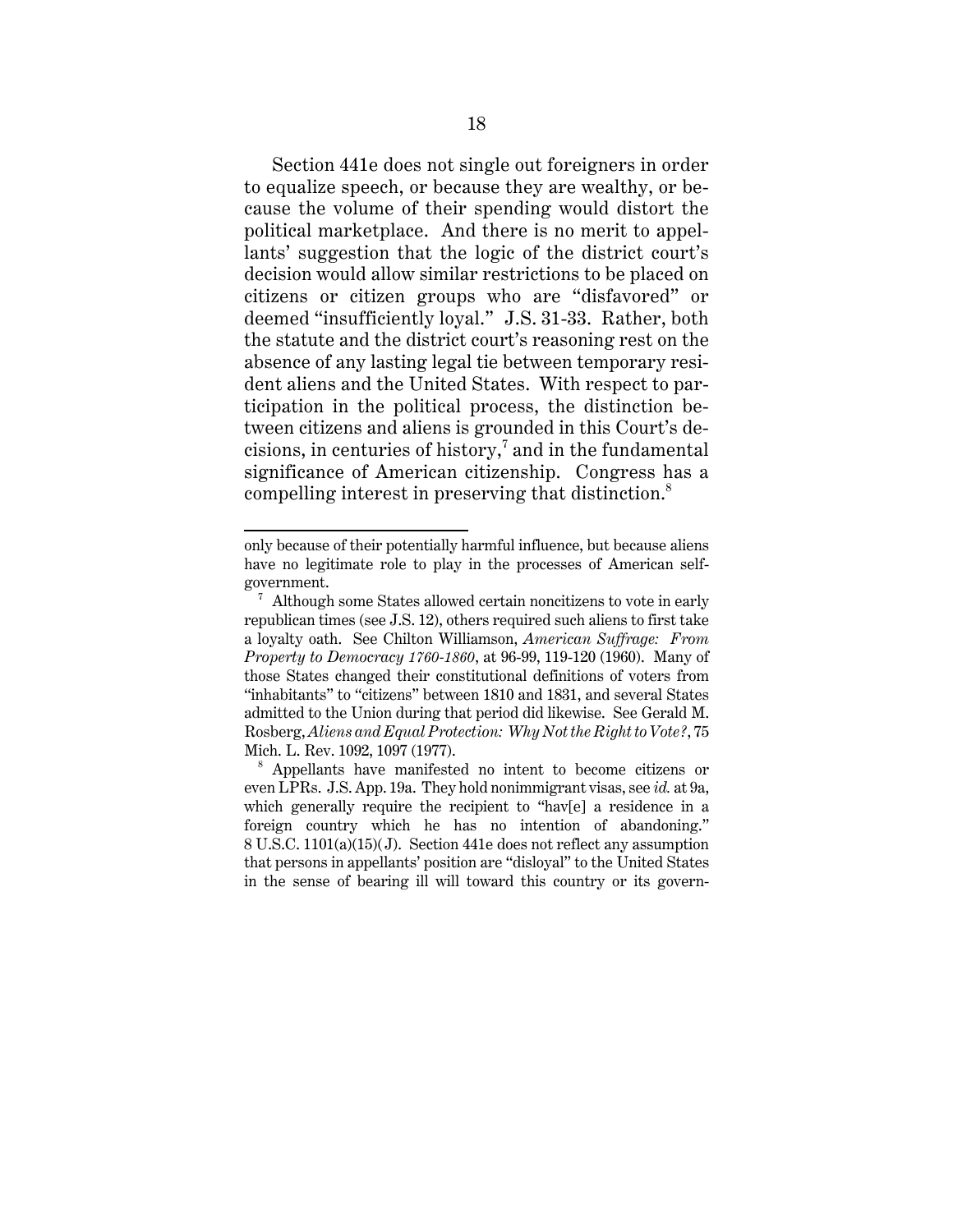Section 441e does not single out foreigners in order to equalize speech, or because they are wealthy, or because the volume of their spending would distort the political marketplace. And there is no merit to appellants' suggestion that the logic of the district court's decision would allow similar restrictions to be placed on citizens or citizen groups who are "disfavored" or deemed "insufficiently loyal." J.S. 31-33. Rather, both the statute and the district court's reasoning rest on the absence of any lasting legal tie between temporary resident aliens and the United States. With respect to participation in the political process, the distinction between citizens and aliens is grounded in this Court's decisions, in centuries of history,[7] and in the fundamental significance of American citizenship. Congress has a compelling interest in preserving that distinction.[8]

---

only because of their potentially harmful influence, but because aliens have no legitimate role to play in the processes of American self-government.

[7] Although some States allowed certain noncitizens to vote in early republican times (see J.S. 12), others required such aliens to first take a loyalty oath. See Chilton Williamson, *American Suffrage: From Property to Democracy 1760-1860*, at 96-99, 119-120 (1960). Many of those States changed their constitutional definitions of voters from "inhabitants" to "citizens" between 1810 and 1831, and several States admitted to the Union during that period did likewise. See Gerald M. Rosberg, *Aliens and Equal Protection: Why Not the Right to Vote?*, 75 Mich. L. Rev. 1092, 1097 (1977).

[8] Appellants have manifested no intent to become citizens or even LPRs. J.S. App. 19a. They hold nonimmigrant visas, see *id.* at 9a, which generally require the recipient to "hav[e] a residence in a foreign country which he has no intention of abandoning." 8 U.S.C. 1101(a)(15)(J). Section 441e does not reflect any assumption that persons in appellants' position are "disloyal" to the United States in the sense of bearing ill will toward this country or its govern-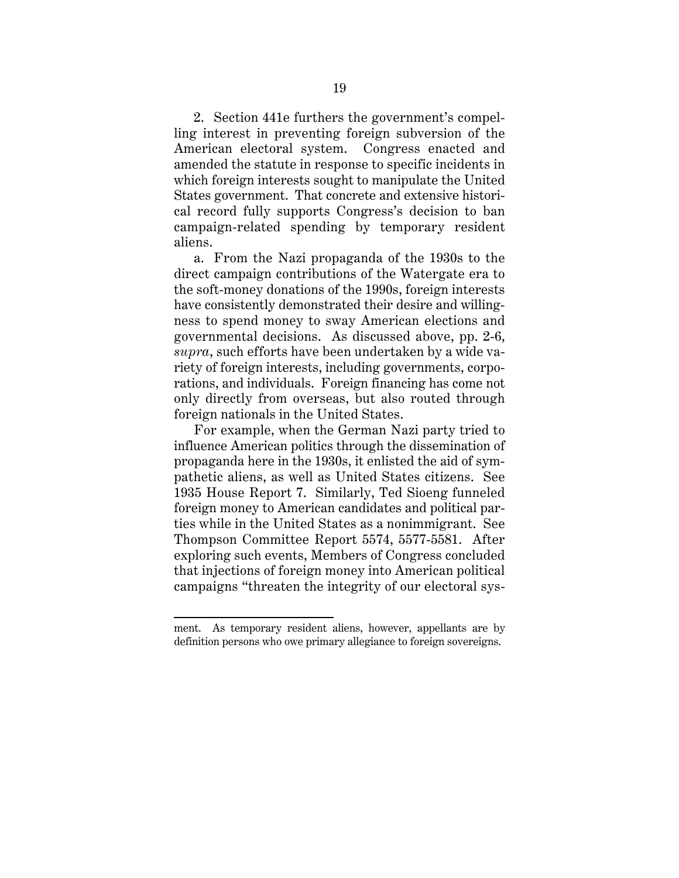2. Section 441e furthers the government's compelling interest in preventing foreign subversion of the American electoral system. Congress enacted and amended the statute in response to specific incidents in which foreign interests sought to manipulate the United States government. That concrete and extensive historical record fully supports Congress's decision to ban campaign-related spending by temporary resident aliens.

a. From the Nazi propaganda of the 1930s to the direct campaign contributions of the Watergate era to the soft-money donations of the 1990s, foreign interests have consistently demonstrated their desire and willingness to spend money to sway American elections and governmental decisions. As discussed above, pp. 2-6, *supra*, such efforts have been undertaken by a wide variety of foreign interests, including governments, corporations, and individuals. Foreign financing has come not only directly from overseas, but also routed through foreign nationals in the United States.

For example, when the German Nazi party tried to influence American politics through the dissemination of propaganda here in the 1930s, it enlisted the aid of sympathetic aliens, as well as United States citizens. See 1935 House Report 7. Similarly, Ted Sioeng funneled foreign money to American candidates and political parties while in the United States as a nonimmigrant. See Thompson Committee Report 5574, 5577-5581. After exploring such events, Members of Congress concluded that injections of foreign money into American political campaigns "threaten the integrity of our electoral sys-

---

ment. As temporary resident aliens, however, appellants are by definition persons who owe primary allegiance to foreign sovereigns.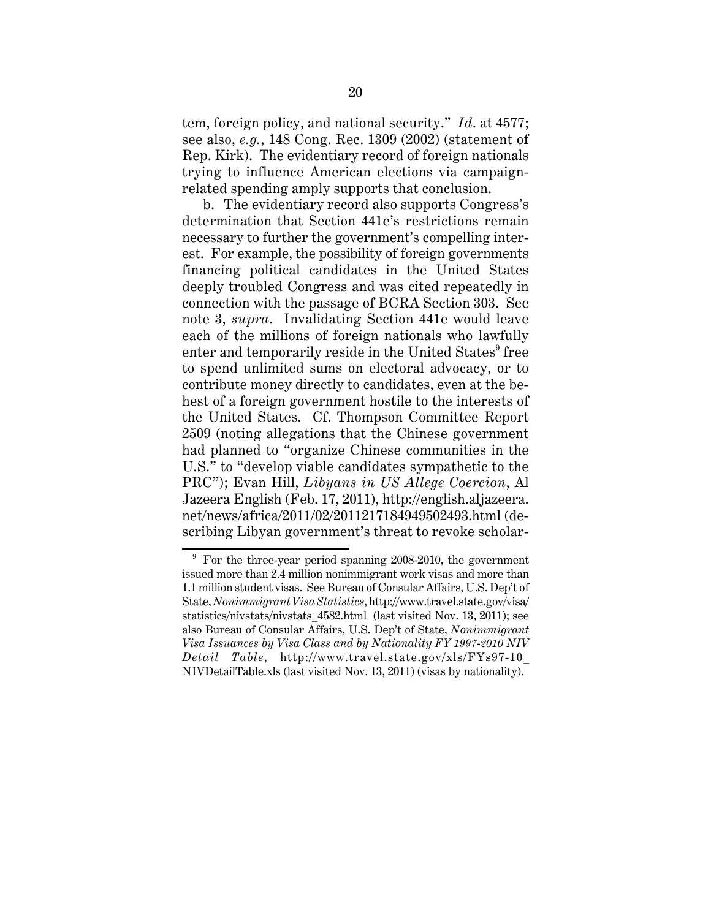tem, foreign policy, and national security." *Id*. at 4577; see also, *e.g.*, 148 Cong. Rec. 1309 (2002) (statement of Rep. Kirk). The evidentiary record of foreign nationals trying to influence American elections via campaign-related spending amply supports that conclusion.

b. The evidentiary record also supports Congress's determination that Section 441e's restrictions remain necessary to further the government's compelling interest. For example, the possibility of foreign governments financing political candidates in the United States deeply troubled Congress and was cited repeatedly in connection with the passage of BCRA Section 303. See note 3, *supra*. Invalidating Section 441e would leave each of the millions of foreign nationals who lawfully enter and temporarily reside in the United States[9] free to spend unlimited sums on electoral advocacy, or to contribute money directly to candidates, even at the behest of a foreign government hostile to the interests of the United States. Cf. Thompson Committee Report 2509 (noting allegations that the Chinese government had planned to "organize Chinese communities in the U.S." to "develop viable candidates sympathetic to the PRC"); Evan Hill, *Libyans in US Allege Coercion*, Al Jazeera English (Feb. 17, 2011), http://english.aljazeera.net/news/africa/2011/02/2011217184949502493.html (describing Libyan government's threat to revoke scholar-

---

[9] For the three-year period spanning 2008-2010, the government issued more than 2.4 million nonimmigrant work visas and more than 1.1 million student visas. See Bureau of Consular Affairs, U.S. Dep't of State, *Nonimmigrant Visa Statistics*, http://www.travel.state.gov/visa/statistics/nivstats/nivstats_4582.html (last visited Nov. 13, 2011); see also Bureau of Consular Affairs, U.S. Dep't of State, *Nonimmigrant Visa Issuances by Visa Class and by Nationality FY 1997-2010 NIV Detail Table*, http://www.travel.state.gov/xls/FYs97-10_NIVDetailTable.xls (last visited Nov. 13, 2011) (visas by nationality).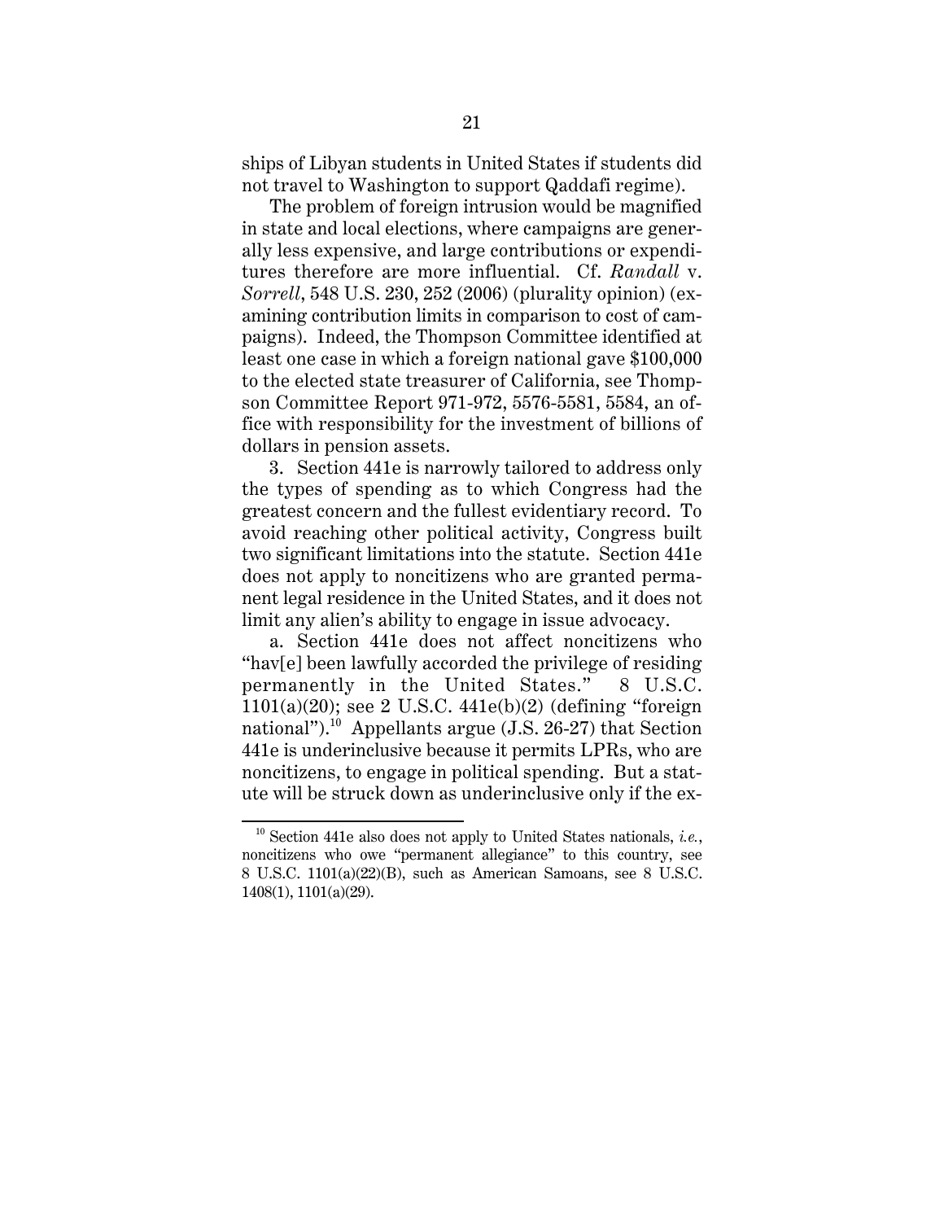ships of Libyan students in United States if students did not travel to Washington to support Qaddafi regime).

The problem of foreign intrusion would be magnified in state and local elections, where campaigns are generally less expensive, and large contributions or expenditures therefore are more influential. Cf. *Randall* v. *Sorrell*, 548 U.S. 230, 252 (2006) (plurality opinion) (examining contribution limits in comparison to cost of campaigns). Indeed, the Thompson Committee identified at least one case in which a foreign national gave $100,000 to the elected state treasurer of California, see Thompson Committee Report 971-972, 5576-5581, 5584, an office with responsibility for the investment of billions of dollars in pension assets.

3. Section 441e is narrowly tailored to address only the types of spending as to which Congress had the greatest concern and the fullest evidentiary record. To avoid reaching other political activity, Congress built two significant limitations into the statute. Section 441e does not apply to noncitizens who are granted permanent legal residence in the United States, and it does not limit any alien's ability to engage in issue advocacy.

a. Section 441e does not affect noncitizens who "hav[e] been lawfully accorded the privilege of residing permanently in the United States." 8 U.S.C. 1101(a)(20); see 2 U.S.C. 441e(b)(2) (defining "foreign national").[10] Appellants argue (J.S. 26-27) that Section 441e is underinclusive because it permits LPRs, who are noncitizens, to engage in political spending. But a statute will be struck down as underinclusive only if the ex-

[10] Section 441e also does not apply to United States nationals, *i.e.*, noncitizens who owe "permanent allegiance" to this country, see 8 U.S.C. 1101(a)(22)(B), such as American Samoans, see 8 U.S.C. 1408(1), 1101(a)(29).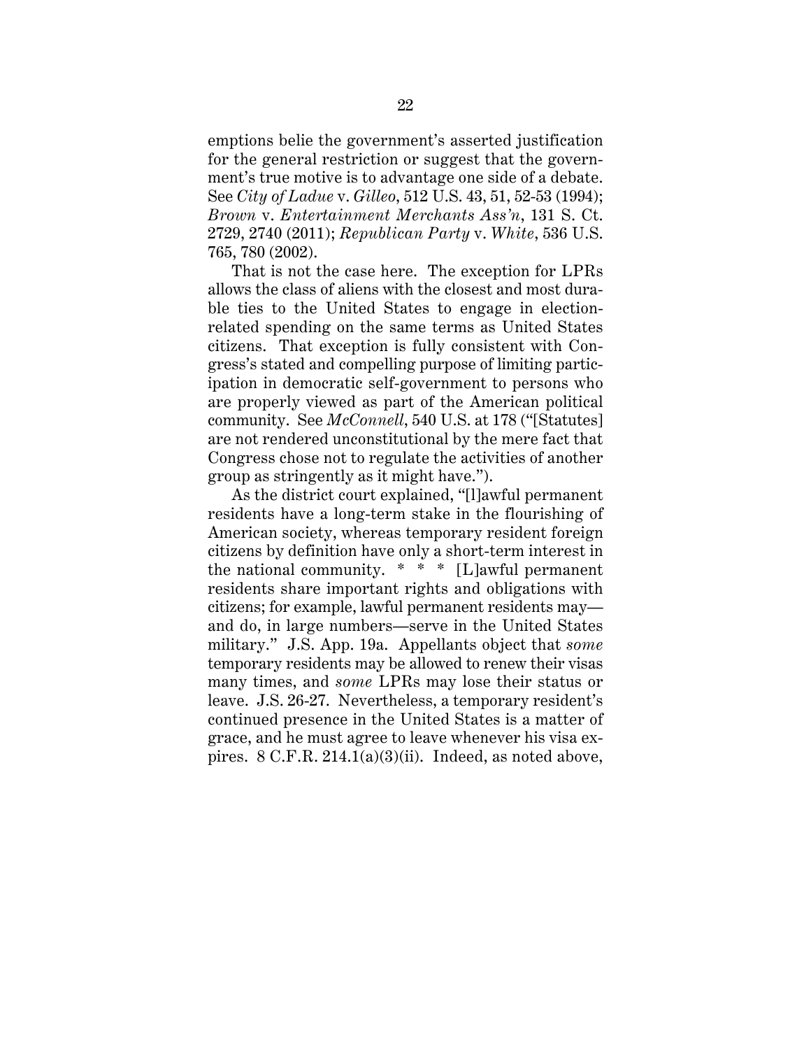emptions belie the government's asserted justification for the general restriction or suggest that the government's true motive is to advantage one side of a debate. See *City of Ladue* v. *Gilleo*, 512 U.S. 43, 51, 52-53 (1994); *Brown* v. *Entertainment Merchants Ass'n*, 131 S. Ct. 2729, 2740 (2011); *Republican Party* v. *White*, 536 U.S. 765, 780 (2002).

That is not the case here. The exception for LPRs allows the class of aliens with the closest and most durable ties to the United States to engage in election-related spending on the same terms as United States citizens. That exception is fully consistent with Congress's stated and compelling purpose of limiting participation in democratic self-government to persons who are properly viewed as part of the American political community. See *McConnell*, 540 U.S. at 178 ("[Statutes] are not rendered unconstitutional by the mere fact that Congress chose not to regulate the activities of another group as stringently as it might have.").

As the district court explained, "[l]awful permanent residents have a long-term stake in the flourishing of American society, whereas temporary resident foreign citizens by definition have only a short-term interest in the national community. * * * [L]awful permanent residents share important rights and obligations with citizens; for example, lawful permanent residents may—and do, in large numbers—serve in the United States military." J.S. App. 19a. Appellants object that *some* temporary residents may be allowed to renew their visas many times, and *some* LPRs may lose their status or leave. J.S. 26-27. Nevertheless, a temporary resident's continued presence in the United States is a matter of grace, and he must agree to leave whenever his visa expires. 8 C.F.R. 214.1(a)(3)(ii). Indeed, as noted above,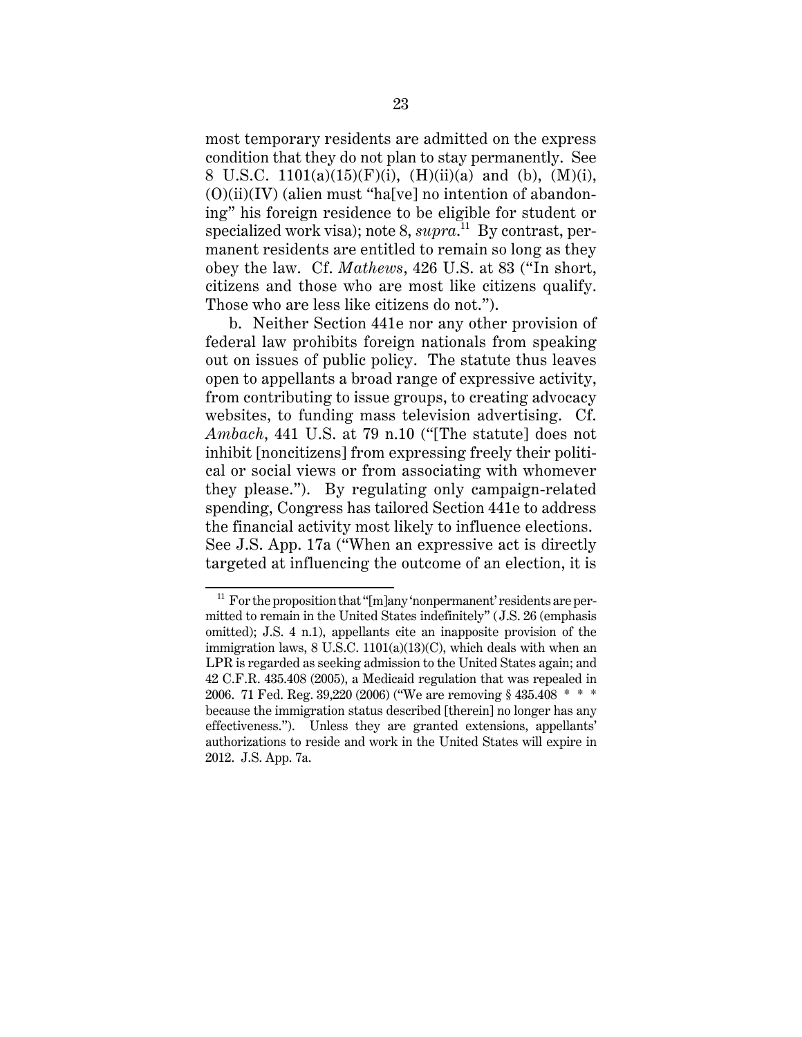most temporary residents are admitted on the express condition that they do not plan to stay permanently. See 8 U.S.C. 1101(a)(15)(F)(i), (H)(ii)(a) and (b), (M)(i), (O)(ii)(IV) (alien must "ha[ve] no intention of abandoning" his foreign residence to be eligible for student or specialized work visa); note 8, *supra*.[11] By contrast, permanent residents are entitled to remain so long as they obey the law. Cf. *Mathews*, 426 U.S. at 83 ("In short, citizens and those who are most like citizens qualify. Those who are less like citizens do not.").

b. Neither Section 441e nor any other provision of federal law prohibits foreign nationals from speaking out on issues of public policy. The statute thus leaves open to appellants a broad range of expressive activity, from contributing to issue groups, to creating advocacy websites, to funding mass television advertising. Cf. *Ambach*, 441 U.S. at 79 n.10 ("[The statute] does not inhibit [noncitizens] from expressing freely their political or social views or from associating with whomever they please."). By regulating only campaign-related spending, Congress has tailored Section 441e to address the financial activity most likely to influence elections. See J.S. App. 17a ("When an expressive act is directly targeted at influencing the outcome of an election, it is

---

[11] For the proposition that "[m]any 'nonpermanent' residents are permitted to remain in the United States indefinitely" (J.S. 26 (emphasis omitted); J.S. 4 n.1), appellants cite an inapposite provision of the immigration laws, 8 U.S.C. 1101(a)(13)(C), which deals with when an LPR is regarded as seeking admission to the United States again; and 42 C.F.R. 435.408 (2005), a Medicaid regulation that was repealed in 2006. 71 Fed. Reg. 39,220 (2006) ("We are removing § 435.408 * * * because the immigration status described [therein] no longer has any effectiveness."). Unless they are granted extensions, appellants' authorizations to reside and work in the United States will expire in 2012. J.S. App. 7a.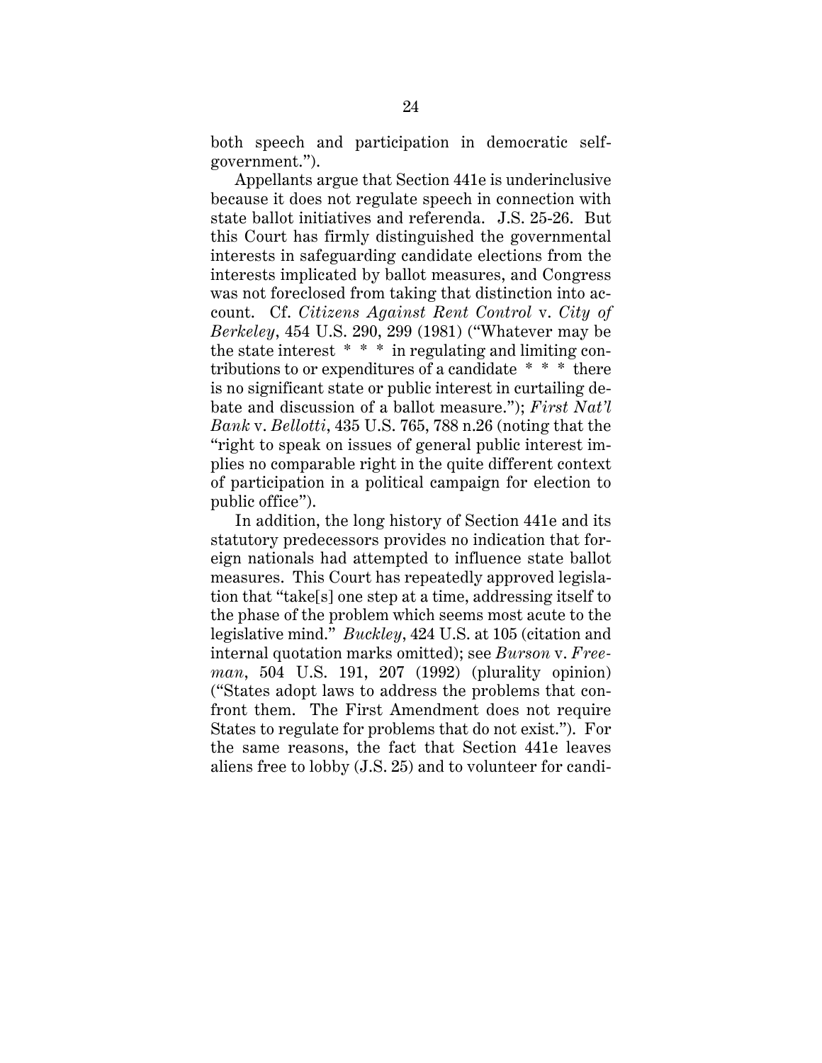both speech and participation in democratic self-government.").

Appellants argue that Section 441e is underinclusive because it does not regulate speech in connection with state ballot initiatives and referenda. J.S. 25-26. But this Court has firmly distinguished the governmental interests in safeguarding candidate elections from the interests implicated by ballot measures, and Congress was not foreclosed from taking that distinction into account. Cf. *Citizens Against Rent Control* v. *City of Berkeley*, 454 U.S. 290, 299 (1981) ("Whatever may be the state interest * * * in regulating and limiting contributions to or expenditures of a candidate * * * there is no significant state or public interest in curtailing debate and discussion of a ballot measure."); *First Nat'l Bank* v. *Bellotti*, 435 U.S. 765, 788 n.26 (noting that the "right to speak on issues of general public interest implies no comparable right in the quite different context of participation in a political campaign for election to public office").

In addition, the long history of Section 441e and its statutory predecessors provides no indication that foreign nationals had attempted to influence state ballot measures. This Court has repeatedly approved legislation that "take[s] one step at a time, addressing itself to the phase of the problem which seems most acute to the legislative mind." *Buckley*, 424 U.S. at 105 (citation and internal quotation marks omitted); see *Burson* v. *Freeman*, 504 U.S. 191, 207 (1992) (plurality opinion) ("States adopt laws to address the problems that confront them. The First Amendment does not require States to regulate for problems that do not exist."). For the same reasons, the fact that Section 441e leaves aliens free to lobby (J.S. 25) and to volunteer for candi-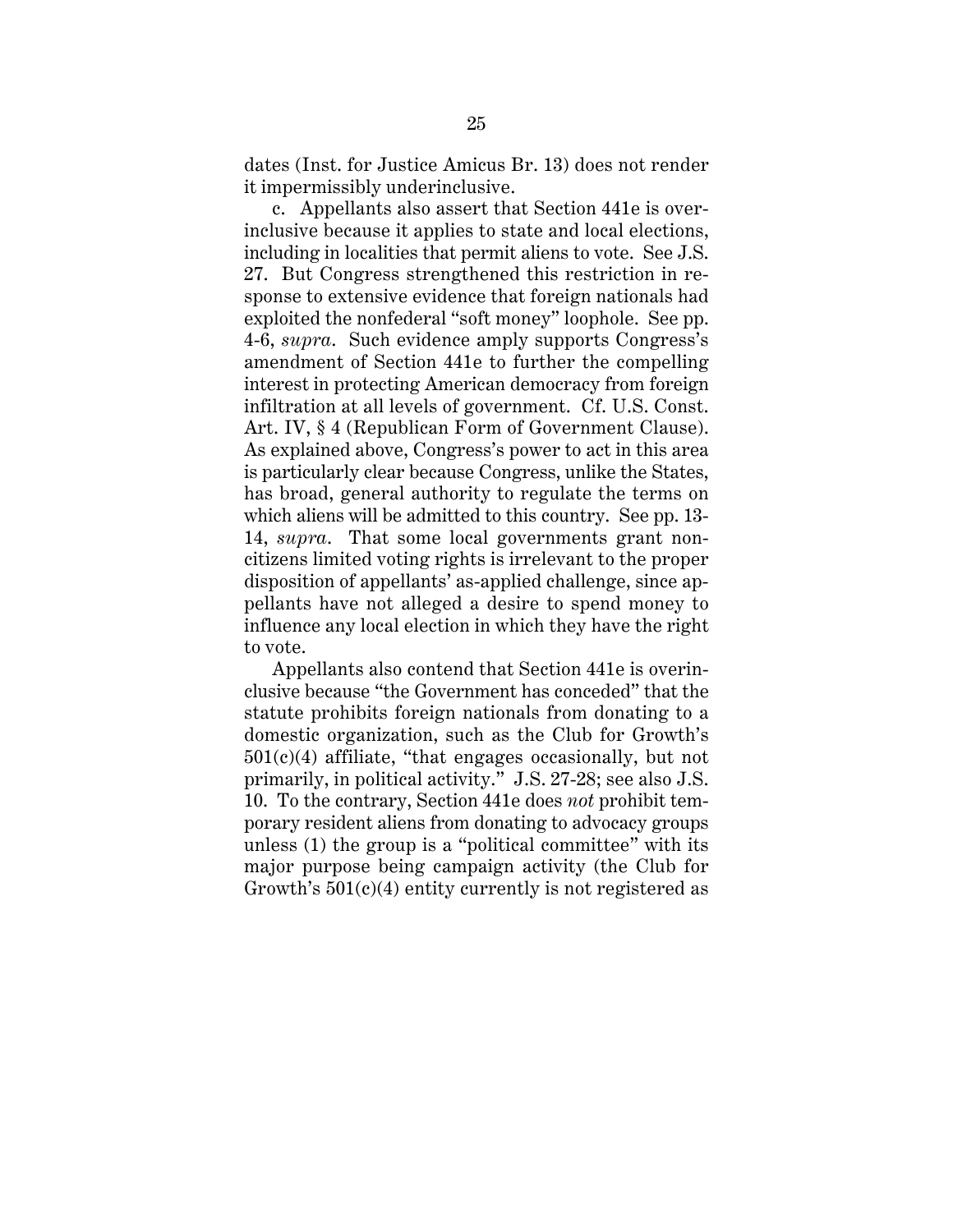dates (Inst. for Justice Amicus Br. 13) does not render it impermissibly underinclusive.

c. Appellants also assert that Section 441e is overinclusive because it applies to state and local elections, including in localities that permit aliens to vote. See J.S. 27. But Congress strengthened this restriction in response to extensive evidence that foreign nationals had exploited the nonfederal "soft money" loophole. See pp. 4-6, *supra*. Such evidence amply supports Congress's amendment of Section 441e to further the compelling interest in protecting American democracy from foreign infiltration at all levels of government. Cf. U.S. Const. Art. IV, § 4 (Republican Form of Government Clause). As explained above, Congress's power to act in this area is particularly clear because Congress, unlike the States, has broad, general authority to regulate the terms on which aliens will be admitted to this country. See pp. 13-14, *supra*. That some local governments grant noncitizens limited voting rights is irrelevant to the proper disposition of appellants' as-applied challenge, since appellants have not alleged a desire to spend money to influence any local election in which they have the right to vote.

Appellants also contend that Section 441e is overinclusive because "the Government has conceded" that the statute prohibits foreign nationals from donating to a domestic organization, such as the Club for Growth's 501(c)(4) affiliate, "that engages occasionally, but not primarily, in political activity." J.S. 27-28; see also J.S. 10. To the contrary, Section 441e does *not* prohibit temporary resident aliens from donating to advocacy groups unless (1) the group is a "political committee" with its major purpose being campaign activity (the Club for Growth's 501(c)(4) entity currently is not registered as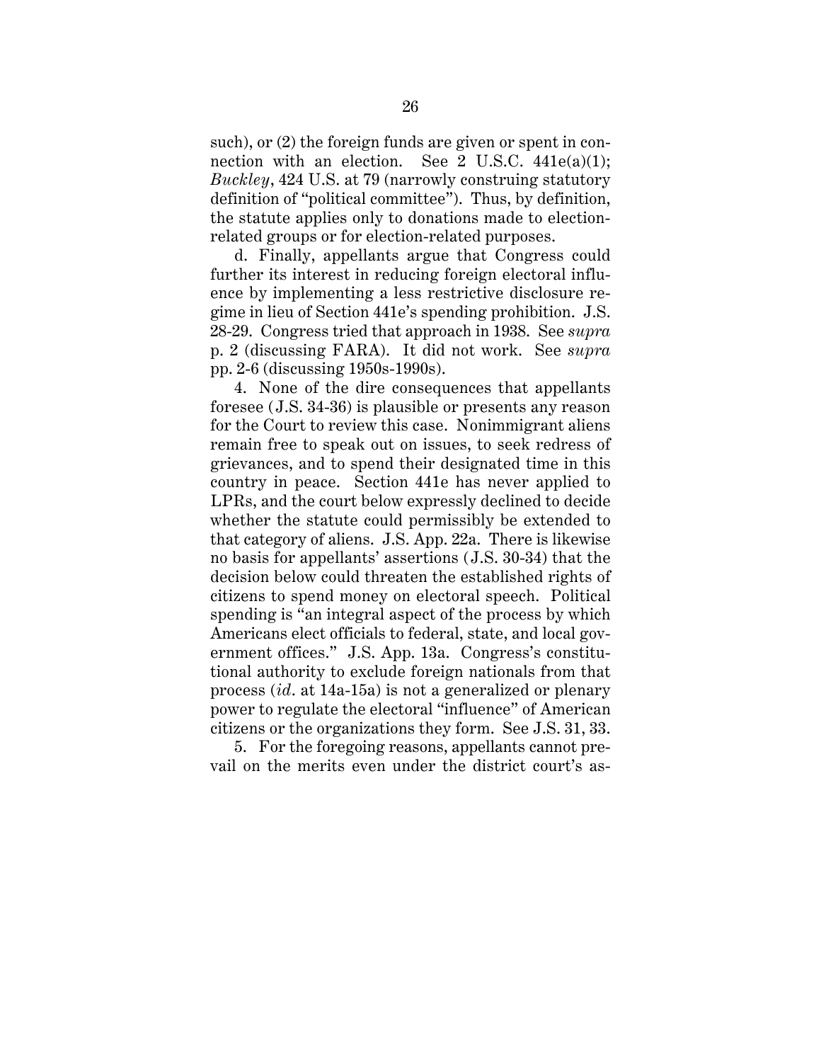such), or (2) the foreign funds are given or spent in connection with an election. See 2 U.S.C. 441e(a)(1); *Buckley*, 424 U.S. at 79 (narrowly construing statutory definition of "political committee"). Thus, by definition, the statute applies only to donations made to election-related groups or for election-related purposes.

d. Finally, appellants argue that Congress could further its interest in reducing foreign electoral influence by implementing a less restrictive disclosure regime in lieu of Section 441e's spending prohibition. J.S. 28-29. Congress tried that approach in 1938. See *supra* p. 2 (discussing FARA). It did not work. See *supra* pp. 2-6 (discussing 1950s-1990s).

4. None of the dire consequences that appellants foresee (J.S. 34-36) is plausible or presents any reason for the Court to review this case. Nonimmigrant aliens remain free to speak out on issues, to seek redress of grievances, and to spend their designated time in this country in peace. Section 441e has never applied to LPRs, and the court below expressly declined to decide whether the statute could permissibly be extended to that category of aliens. J.S. App. 22a. There is likewise no basis for appellants' assertions (J.S. 30-34) that the decision below could threaten the established rights of citizens to spend money on electoral speech. Political spending is "an integral aspect of the process by which Americans elect officials to federal, state, and local government offices." J.S. App. 13a. Congress's constitutional authority to exclude foreign nationals from that process (*id.* at 14a-15a) is not a generalized or plenary power to regulate the electoral "influence" of American citizens or the organizations they form. See J.S. 31, 33.

5. For the foregoing reasons, appellants cannot prevail on the merits even under the district court's as-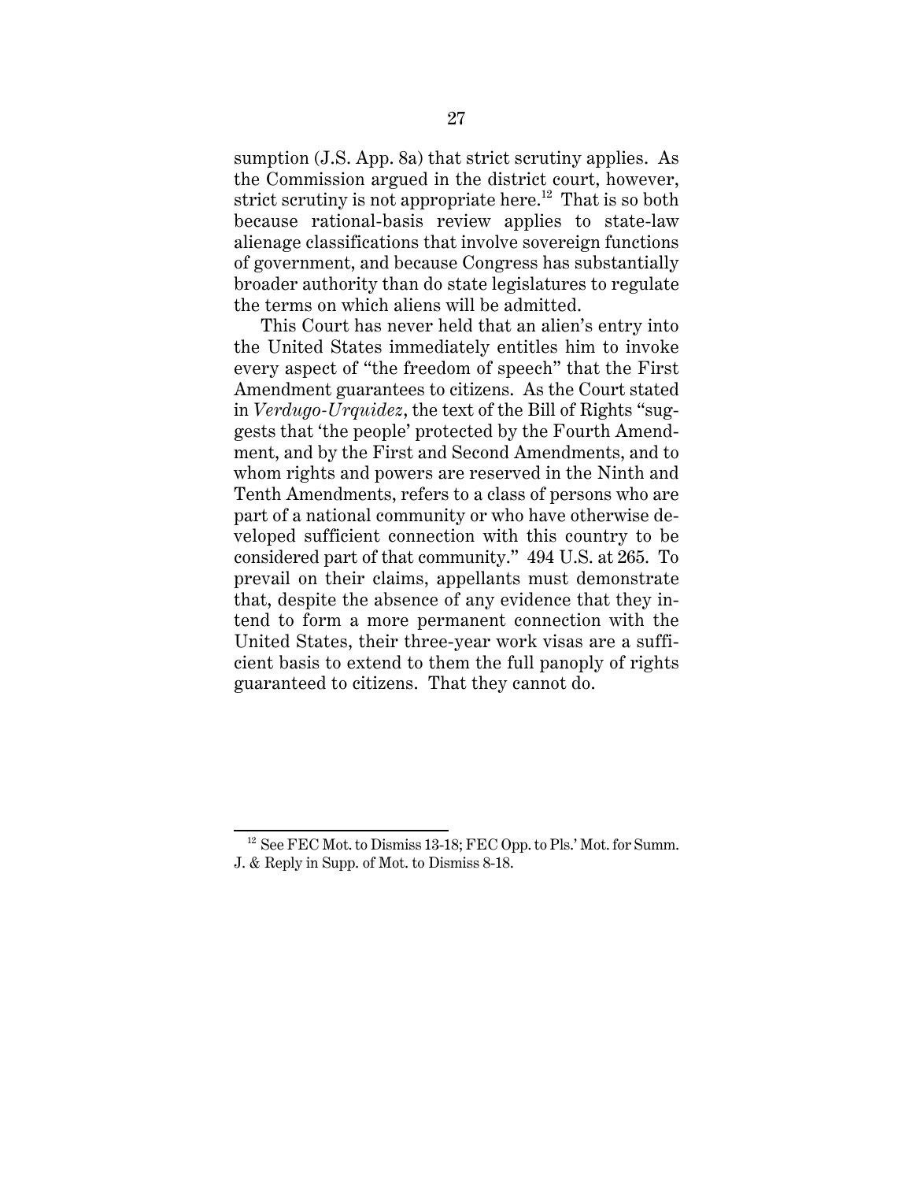sumption (J.S. App. 8a) that strict scrutiny applies. As the Commission argued in the district court, however, strict scrutiny is not appropriate here.[12] That is so both because rational-basis review applies to state-law alienage classifications that involve sovereign functions of government, and because Congress has substantially broader authority than do state legislatures to regulate the terms on which aliens will be admitted.

This Court has never held that an alien's entry into the United States immediately entitles him to invoke every aspect of "the freedom of speech" that the First Amendment guarantees to citizens. As the Court stated in *Verdugo-Urquidez*, the text of the Bill of Rights "suggests that 'the people' protected by the Fourth Amendment, and by the First and Second Amendments, and to whom rights and powers are reserved in the Ninth and Tenth Amendments, refers to a class of persons who are part of a national community or who have otherwise developed sufficient connection with this country to be considered part of that community." 494 U.S. at 265. To prevail on their claims, appellants must demonstrate that, despite the absence of any evidence that they intend to form a more permanent connection with the United States, their three-year work visas are a sufficient basis to extend to them the full panoply of rights guaranteed to citizens. That they cannot do.

---

[12] See FEC Mot. to Dismiss 13-18; FEC Opp. to Pls.' Mot. for Summ. J. & Reply in Supp. of Mot. to Dismiss 8-18.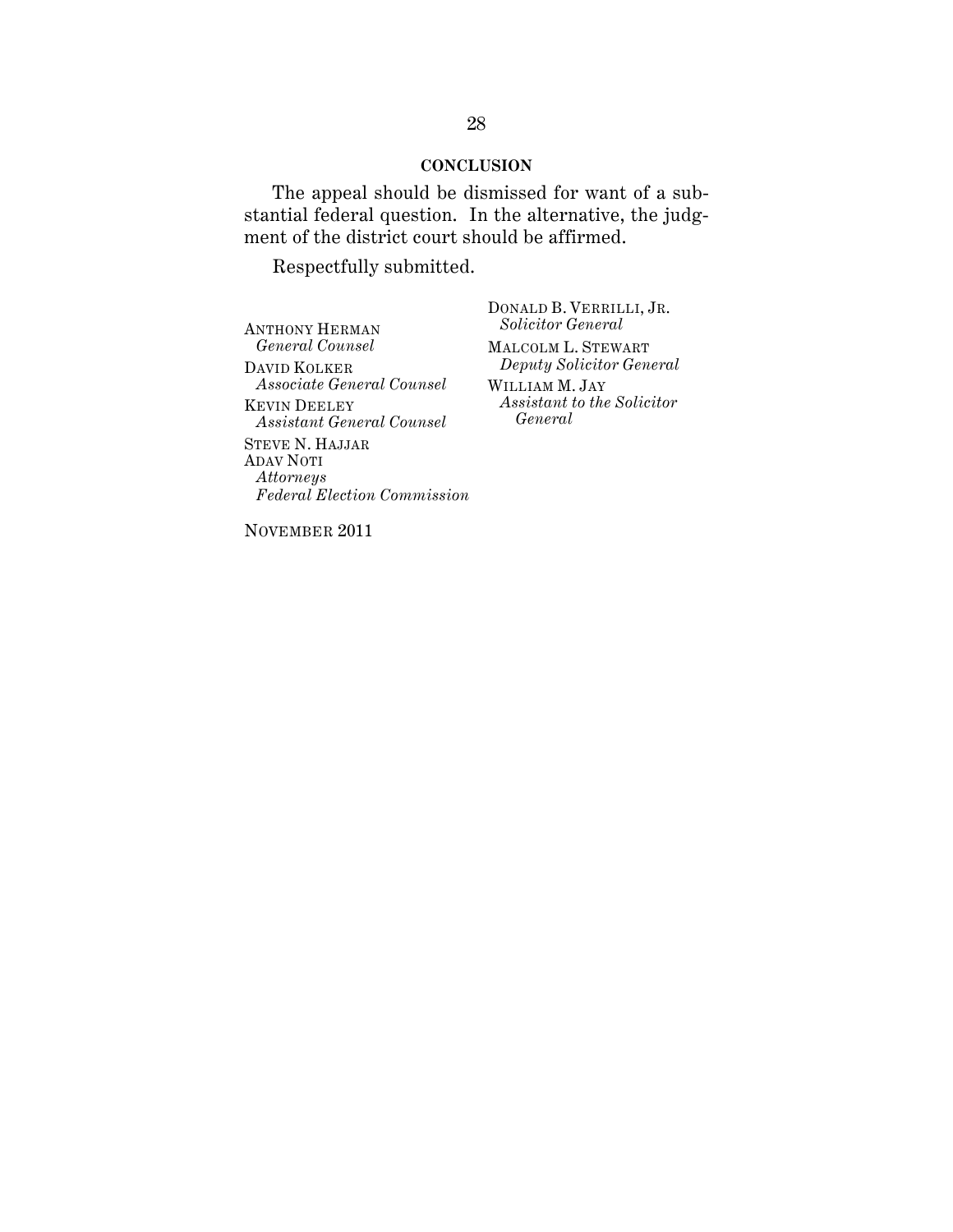## CONCLUSION

The appeal should be dismissed for want of a substantial federal question. In the alternative, the judgment of the district court should be affirmed.

Respectfully submitted.

DONALD B. VERRILLI, JR.
*Solicitor General*

MALCOLM L. STEWART
*Deputy Solicitor General*

WILLIAM M. JAY
*Assistant to the Solicitor General*

ANTHONY HERMAN
*General Counsel*

DAVID KOLKER
*Associate General Counsel*

KEVIN DEELEY
*Assistant General Counsel*

STEVE N. HAJJAR
ADAV NOTI
*Attorneys*
*Federal Election Commission*

NOVEMBER 2011